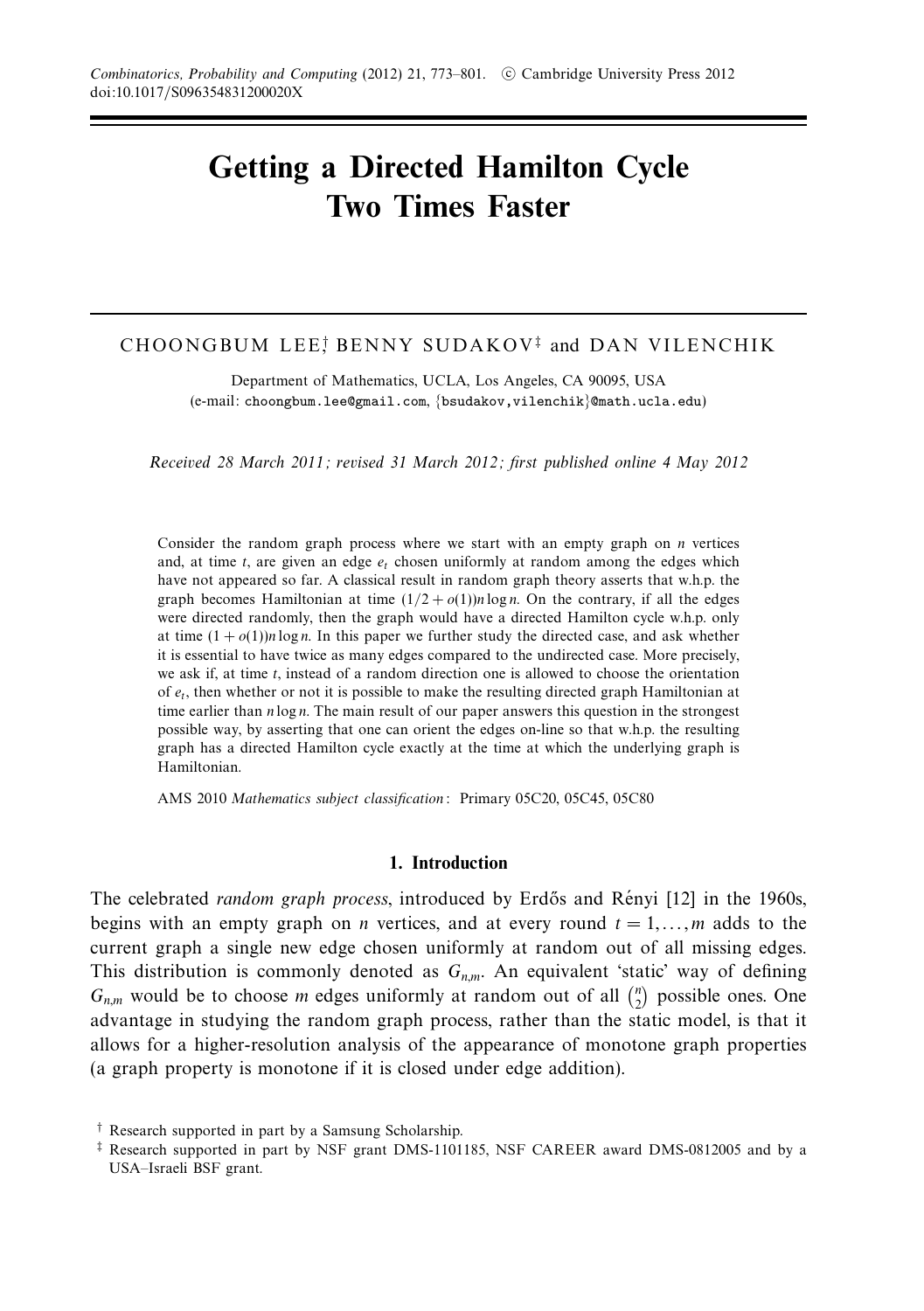# Getting a Directed Hamilton Cycle Two Times Faster

CHOONGBUM LEE[†], BENNY SUDAKOV[‡] and DAN VILENCHIK

Department of Mathematics, UCLA, Los Angeles, CA 90095, USA
(e-mail: choongbum.lee@gmail.com, {bsudakov,vilenchik}@math.ucla.edu)

*Received 28 March 2011; revised 31 March 2012; first published online 4 May 2012*

Consider the random graph process where we start with an empty graph on $n$ vertices and, at time $t$, are given an edge $e_t$ chosen uniformly at random among the edges which have not appeared so far. A classical result in random graph theory asserts that w.h.p. the graph becomes Hamiltonian at time $(1/2 + o(1))n \log n$. On the contrary, if all the edges were directed randomly, then the graph would have a directed Hamilton cycle w.h.p. only at time $(1 + o(1))n \log n$. In this paper we further study the directed case, and ask whether it is essential to have twice as many edges compared to the undirected case. More precisely, we ask if, at time $t$, instead of a random direction one is allowed to choose the orientation of $e_t$, then whether or not it is possible to make the resulting directed graph Hamiltonian at time earlier than $n \log n$. The main result of our paper answers this question in the strongest possible way, by asserting that one can orient the edges on-line so that w.h.p. the resulting graph has a directed Hamilton cycle exactly at the time at which the underlying graph is Hamiltonian.

AMS 2010 *Mathematics subject classification*: Primary 05C20, 05C45, 05C80

## 1. Introduction

The celebrated *random graph process*, introduced by Erdős and Rényi [12] in the 1960s, begins with an empty graph on $n$ vertices, and at every round $t = 1, \ldots, m$ adds to the current graph a single new edge chosen uniformly at random out of all missing edges. This distribution is commonly denoted as $G_{n,m}$. An equivalent 'static' way of defining $G_{n,m}$ would be to choose $m$ edges uniformly at random out of all $\binom{n}{2}$ possible ones. One advantage in studying the random graph process, rather than the static model, is that it allows for a higher-resolution analysis of the appearance of monotone graph properties (a graph property is monotone if it is closed under edge addition).

[†] Research supported in part by a Samsung Scholarship.

[‡] Research supported in part by NSF grant DMS-1101185, NSF CAREER award DMS-0812005 and by a USA–Israeli BSF grant.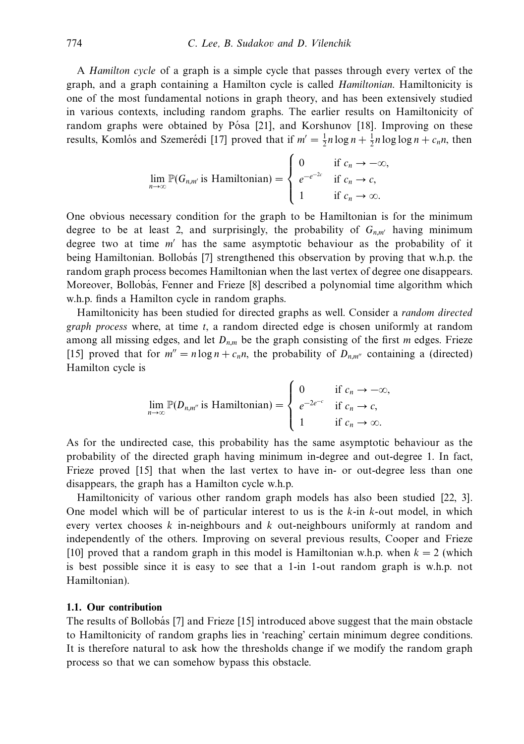A *Hamilton cycle* of a graph is a simple cycle that passes through every vertex of the graph, and a graph containing a Hamilton cycle is called *Hamiltonian*. Hamiltonicity is one of the most fundamental notions in graph theory, and has been extensively studied in various contexts, including random graphs. The earlier results on Hamiltonicity of random graphs were obtained by Pósa [21], and Korshunov [18]. Improving on these results, Komlós and Szemerédi [17] proved that if $m' = \frac{1}{2}n\log n + \frac{1}{2}n \log\log n + c_n n$, then

$$\lim_{n\to\infty} \mathbb{P}(G_{n,m'} \text{ is Hamiltonian}) = \begin{cases} 0 & \text{if } c_n \to -\infty, \\ e^{-e^{-2c}} & \text{if } c_n \to c, \\ 1 & \text{if } c_n \to \infty. \end{cases}$$

One obvious necessary condition for the graph to be Hamiltonian is for the minimum degree to be at least 2, and surprisingly, the probability of $G_{n,m'}$ having minimum degree two at time $m'$ has the same asymptotic behaviour as the probability of it being Hamiltonian. Bollobás [7] strengthened this observation by proving that w.h.p. the random graph process becomes Hamiltonian when the last vertex of degree one disappears. Moreover, Bollobás, Fenner and Frieze [8] described a polynomial time algorithm which w.h.p. finds a Hamilton cycle in random graphs.

Hamiltonicity has been studied for directed graphs as well. Consider a *random directed graph process* where, at time $t$, a random directed edge is chosen uniformly at random among all missing edges, and let $D_{n,m}$ be the graph consisting of the first $m$ edges. Frieze [15] proved that for $m'' = n\log n + c_n n$, the probability of $D_{n,m''}$ containing a (directed) Hamilton cycle is

$$\lim_{n\to\infty} \mathbb{P}(D_{n,m''} \text{ is Hamiltonian}) = \begin{cases} 0 & \text{if } c_n \to -\infty, \\ e^{-2e^{-c}} & \text{if } c_n \to c, \\ 1 & \text{if } c_n \to \infty. \end{cases}$$

As for the undirected case, this probability has the same asymptotic behaviour as the probability of the directed graph having minimum in-degree and out-degree 1. In fact, Frieze proved [15] that when the last vertex to have in- or out-degree less than one disappears, the graph has a Hamilton cycle w.h.p.

Hamiltonicity of various other random graph models has also been studied [22, 3]. One model which will be of particular interest to us is the $k$-in $k$-out model, in which every vertex chooses $k$ in-neighbours and $k$ out-neighbours uniformly at random and independently of the others. Improving on several previous results, Cooper and Frieze [10] proved that a random graph in this model is Hamiltonian w.h.p. when $k = 2$ (which is best possible since it is easy to see that a 1-in 1-out random graph is w.h.p. not Hamiltonian).

### 1.1. Our contribution

The results of Bollobás [7] and Frieze [15] introduced above suggest that the main obstacle to Hamiltonicity of random graphs lies in 'reaching' certain minimum degree conditions. It is therefore natural to ask how the thresholds change if we modify the random graph process so that we can somehow bypass this obstacle.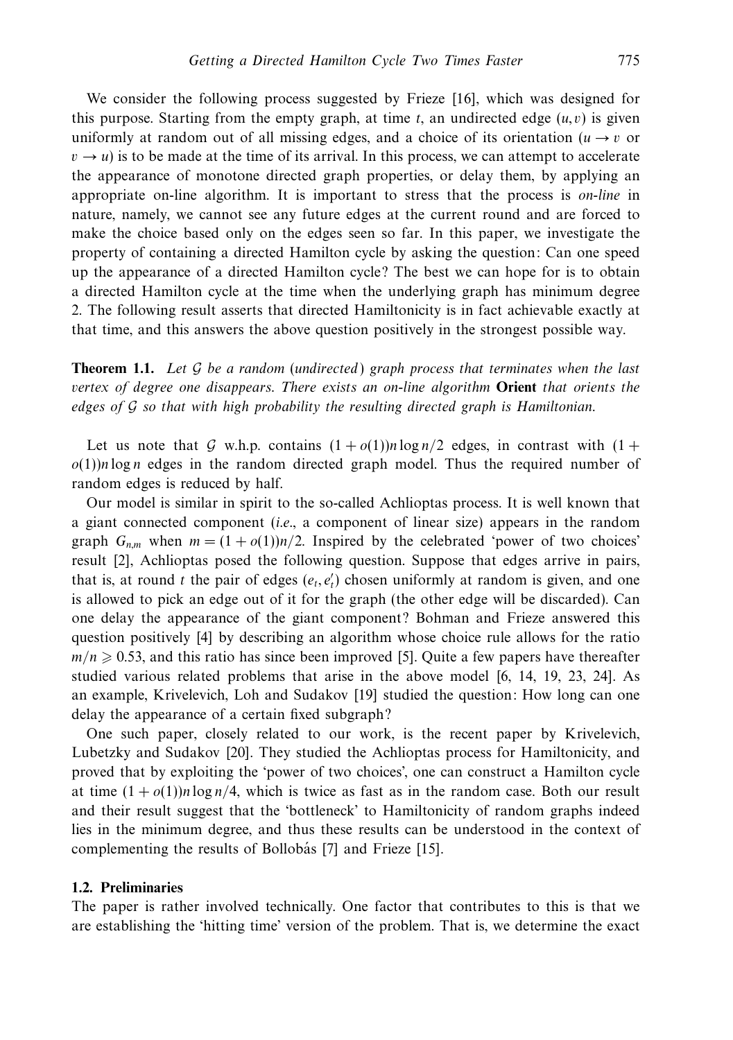We consider the following process suggested by Frieze [16], which was designed for this purpose. Starting from the empty graph, at time $t$, an undirected edge $(u, v)$ is given uniformly at random out of all missing edges, and a choice of its orientation ($u \to v$ or $v \to u$) is to be made at the time of its arrival. In this process, we can attempt to accelerate the appearance of monotone directed graph properties, or delay them, by applying an appropriate on-line algorithm. It is important to stress that the process is *on-line* in nature, namely, we cannot see any future edges at the current round and are forced to make the choice based only on the edges seen so far. In this paper, we investigate the property of containing a directed Hamilton cycle by asking the question: Can one speed up the appearance of a directed Hamilton cycle? The best we can hope for is to obtain a directed Hamilton cycle at the time when the underlying graph has minimum degree 2. The following result asserts that directed Hamiltonicity is in fact achievable exactly at that time, and this answers the above question positively in the strongest possible way.

**Theorem 1.1.** *Let $\mathcal{G}$ be a random (undirected) graph process that terminates when the last vertex of degree one disappears. There exists an on-line algorithm* **Orient** *that orients the edges of $\mathcal{G}$ so that with high probability the resulting directed graph is Hamiltonian.*

Let us note that $\mathcal{G}$ w.h.p. contains $(1 + o(1))n \log n/2$ edges, in contrast with $(1 + o(1))n \log n$ edges in the random directed graph model. Thus the required number of random edges is reduced by half.

Our model is similar in spirit to the so-called Achlioptas process. It is well known that a giant connected component (*i.e.*, a component of linear size) appears in the random graph $G_{n,m}$ when $m = (1 + o(1))n/2$. Inspired by the celebrated 'power of two choices' result [2], Achlioptas posed the following question. Suppose that edges arrive in pairs, that is, at round $t$ the pair of edges $(e_t, e_t')$ chosen uniformly at random is given, and one is allowed to pick an edge out of it for the graph (the other edge will be discarded). Can one delay the appearance of the giant component? Bohman and Frieze answered this question positively [4] by describing an algorithm whose choice rule allows for the ratio $m/n \geqslant 0.53$, and this ratio has since been improved [5]. Quite a few papers have thereafter studied various related problems that arise in the above model [6, 14, 19, 23, 24]. As an example, Krivelevich, Loh and Sudakov [19] studied the question: How long can one delay the appearance of a certain fixed subgraph?

One such paper, closely related to our work, is the recent paper by Krivelevich, Lubetzky and Sudakov [20]. They studied the Achlioptas process for Hamiltonicity, and proved that by exploiting the 'power of two choices', one can construct a Hamilton cycle at time $(1 + o(1))n \log n/4$, which is twice as fast as in the random case. Both our result and their result suggest that the 'bottleneck' to Hamiltonicity of random graphs indeed lies in the minimum degree, and thus these results can be understood in the context of complementing the results of Bollobás [7] and Frieze [15].

### 1.2. Preliminaries

The paper is rather involved technically. One factor that contributes to this is that we are establishing the 'hitting time' version of the problem. That is, we determine the exact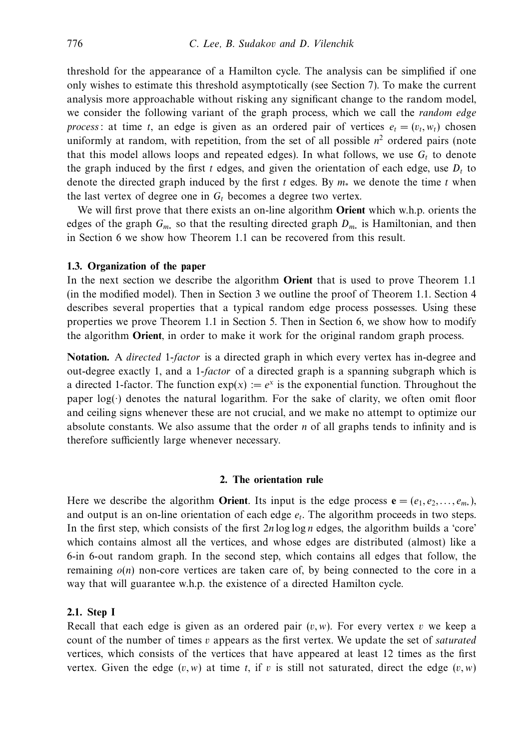threshold for the appearance of a Hamilton cycle. The analysis can be simplified if one only wishes to estimate this threshold asymptotically (see Section 7). To make the current analysis more approachable without risking any significant change to the random model, we consider the following variant of the graph process, which we call the *random edge process*: at time $t$, an edge is given as an ordered pair of vertices $e_t = (v_t, w_t)$ chosen uniformly at random, with repetition, from the set of all possible $n^2$ ordered pairs (note that this model allows loops and repeated edges). In what follows, we use $G_t$ to denote the graph induced by the first $t$ edges, and given the orientation of each edge, use $D_t$ to denote the directed graph induced by the first $t$ edges. By $m_*$ we denote the time $t$ when the last vertex of degree one in $G_t$ becomes a degree two vertex.

We will first prove that there exists an on-line algorithm **Orient** which w.h.p. orients the edges of the graph $G_{m_*}$ so that the resulting directed graph $D_{m_*}$ is Hamiltonian, and then in Section 6 we show how Theorem 1.1 can be recovered from this result.

### 1.3. Organization of the paper

In the next section we describe the algorithm **Orient** that is used to prove Theorem 1.1 (in the modified model). Then in Section 3 we outline the proof of Theorem 1.1. Section 4 describes several properties that a typical random edge process possesses. Using these properties we prove Theorem 1.1 in Section 5. Then in Section 6, we show how to modify the algorithm **Orient**, in order to make it work for the original random graph process.

**Notation.** A *directed* 1*-factor* is a directed graph in which every vertex has in-degree and out-degree exactly 1, and a 1*-factor* of a directed graph is a spanning subgraph which is a directed 1-factor. The function $\exp(x) := e^x$ is the exponential function. Throughout the paper $\log(\cdot)$ denotes the natural logarithm. For the sake of clarity, we often omit floor and ceiling signs whenever these are not crucial, and we make no attempt to optimize our absolute constants. We also assume that the order $n$ of all graphs tends to infinity and is therefore sufficiently large whenever necessary.

## 2. The orientation rule

Here we describe the algorithm **Orient**. Its input is the edge process $\mathbf{e} = (e_1, e_2, \ldots, e_{m_*})$, and output is an on-line orientation of each edge $e_t$. The algorithm proceeds in two steps. In the first step, which consists of the first $2n \log \log n$ edges, the algorithm builds a 'core' which contains almost all the vertices, and whose edges are distributed (almost) like a 6-in 6-out random graph. In the second step, which contains all edges that follow, the remaining $o(n)$ non-core vertices are taken care of, by being connected to the core in a way that will guarantee w.h.p. the existence of a directed Hamilton cycle.

### 2.1. Step I

Recall that each edge is given as an ordered pair $(v, w)$. For every vertex $v$ we keep a count of the number of times $v$ appears as the first vertex. We update the set of *saturated* vertices, which consists of the vertices that have appeared at least 12 times as the first vertex. Given the edge $(v, w)$ at time $t$, if $v$ is still not saturated, direct the edge $(v, w)$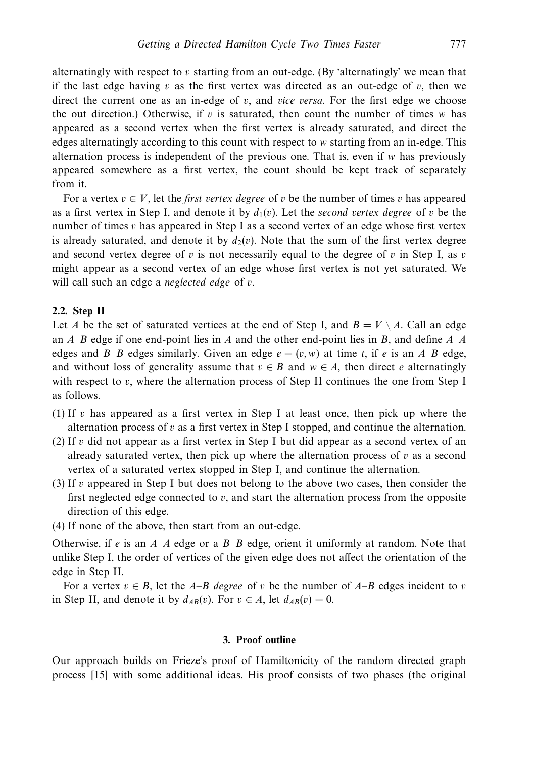alternatingly with respect to $v$ starting from an out-edge. (By 'alternatingly' we mean that if the last edge having $v$ as the first vertex was directed as an out-edge of $v$, then we direct the current one as an in-edge of $v$, and *vice versa*. For the first edge we choose the out direction.) Otherwise, if $v$ is saturated, then count the number of times $w$ has appeared as a second vertex when the first vertex is already saturated, and direct the edges alternatingly according to this count with respect to $w$ starting from an in-edge. This alternation process is independent of the previous one. That is, even if $w$ has previously appeared somewhere as a first vertex, the count should be kept track of separately from it.

For a vertex $v \in V$, let the *first vertex degree* of $v$ be the number of times $v$ has appeared as a first vertex in Step I, and denote it by $d_1(v)$. Let the *second vertex degree* of $v$ be the number of times $v$ has appeared in Step I as a second vertex of an edge whose first vertex is already saturated, and denote it by $d_2(v)$. Note that the sum of the first vertex degree and second vertex degree of $v$ is not necessarily equal to the degree of $v$ in Step I, as $v$ might appear as a second vertex of an edge whose first vertex is not yet saturated. We will call such an edge a *neglected edge* of $v$.

### 2.2. Step II

Let $A$ be the set of saturated vertices at the end of Step I, and $B = V \setminus A$. Call an edge an $A$–$B$ edge if one end-point lies in $A$ and the other end-point lies in $B$, and define $A$–$A$ edges and $B$–$B$ edges similarly. Given an edge $e = (v, w)$ at time $t$, if $e$ is an $A$–$B$ edge, and without loss of generality assume that $v \in B$ and $w \in A$, then direct $e$ alternatingly with respect to $v$, where the alternation process of Step II continues the one from Step I as follows.

(1) If $v$ has appeared as a first vertex in Step I at least once, then pick up where the alternation process of $v$ as a first vertex in Step I stopped, and continue the alternation.
(2) If $v$ did not appear as a first vertex in Step I but did appear as a second vertex of an already saturated vertex, then pick up where the alternation process of $v$ as a second vertex of a saturated vertex stopped in Step I, and continue the alternation.
(3) If $v$ appeared in Step I but does not belong to the above two cases, then consider the first neglected edge connected to $v$, and start the alternation process from the opposite direction of this edge.
(4) If none of the above, then start from an out-edge.

Otherwise, if $e$ is an $A$–$A$ edge or a $B$–$B$ edge, orient it uniformly at random. Note that unlike Step I, the order of vertices of the given edge does not affect the orientation of the edge in Step II.

For a vertex $v \in B$, let the *$A$–$B$ degree* of $v$ be the number of $A$–$B$ edges incident to $v$ in Step II, and denote it by $d_{AB}(v)$. For $v \in A$, let $d_{AB}(v) = 0$.

## 3. Proof outline

Our approach builds on Frieze's proof of Hamiltonicity of the random directed graph process [15] with some additional ideas. His proof consists of two phases (the original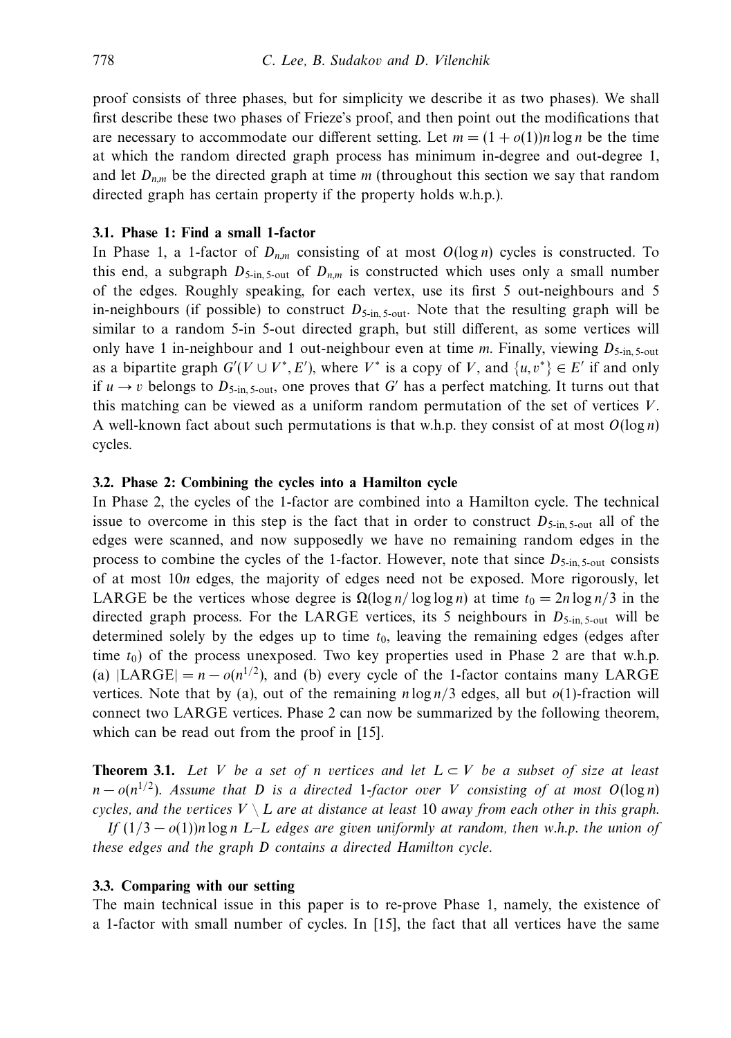proof consists of three phases, but for simplicity we describe it as two phases). We shall first describe these two phases of Frieze's proof, and then point out the modifications that are necessary to accommodate our different setting. Let $m = (1 + o(1))n \log n$ be the time at which the random directed graph process has minimum in-degree and out-degree 1, and let $D_{n,m}$ be the directed graph at time $m$ (throughout this section we say that random directed graph has certain property if the property holds w.h.p.).

### 3.1. Phase 1: Find a small 1-factor

In Phase 1, a 1-factor of $D_{n,m}$ consisting of at most $O(\log n)$ cycles is constructed. To this end, a subgraph $D_{5\text{-in},5\text{-out}}$ of $D_{n,m}$ is constructed which uses only a small number of the edges. Roughly speaking, for each vertex, use its first 5 out-neighbours and 5 in-neighbours (if possible) to construct $D_{5\text{-in},5\text{-out}}$. Note that the resulting graph will be similar to a random 5-in 5-out directed graph, but still different, as some vertices will only have 1 in-neighbour and 1 out-neighbour even at time $m$. Finally, viewing $D_{5\text{-in},5\text{-out}}$ as a bipartite graph $G'(V \cup V^*, E')$, where $V^*$ is a copy of $V$, and $\{u, v^*\} \in E'$ if and only if $u \to v$ belongs to $D_{5\text{-in},5\text{-out}}$, one proves that $G'$ has a perfect matching. It turns out that this matching can be viewed as a uniform random permutation of the set of vertices $V$. A well-known fact about such permutations is that w.h.p. they consist of at most $O(\log n)$ cycles.

### 3.2. Phase 2: Combining the cycles into a Hamilton cycle

In Phase 2, the cycles of the 1-factor are combined into a Hamilton cycle. The technical issue to overcome in this step is the fact that in order to construct $D_{5\text{-in},5\text{-out}}$ all of the edges were scanned, and now supposedly we have no remaining random edges in the process to combine the cycles of the 1-factor. However, note that since $D_{5\text{-in},5\text{-out}}$ consists of at most $10n$ edges, the majority of edges need not be exposed. More rigorously, let LARGE be the vertices whose degree is $\Omega(\log n/\log\log n)$ at time $t_0 = 2n\log n/3$ in the directed graph process. For the LARGE vertices, its 5 neighbours in $D_{5\text{-in},5\text{-out}}$ will be determined solely by the edges up to time $t_0$, leaving the remaining edges (edges after time $t_0$) of the process unexposed. Two key properties used in Phase 2 are that w.h.p. (a) $|\text{LARGE}| = n - o(n^{1/2})$, and (b) every cycle of the 1-factor contains many LARGE vertices. Note that by (a), out of the remaining $n\log n/3$ edges, all but $o(1)$-fraction will connect two LARGE vertices. Phase 2 can now be summarized by the following theorem, which can be read out from the proof in [15].

**Theorem 3.1.** *Let $V$ be a set of $n$ vertices and let $L \subset V$ be a subset of size at least $n - o(n^{1/2})$. Assume that $D$ is a directed 1-factor over $V$ consisting of at most $O(\log n)$ cycles, and the vertices $V \setminus L$ are at distance at least 10 away from each other in this graph.*

*If $(1/3 - o(1))n\log n$ $L$–$L$ edges are given uniformly at random, then w.h.p. the union of these edges and the graph $D$ contains a directed Hamilton cycle.*

### 3.3. Comparing with our setting

The main technical issue in this paper is to re-prove Phase 1, namely, the existence of a 1-factor with small number of cycles. In [15], the fact that all vertices have the same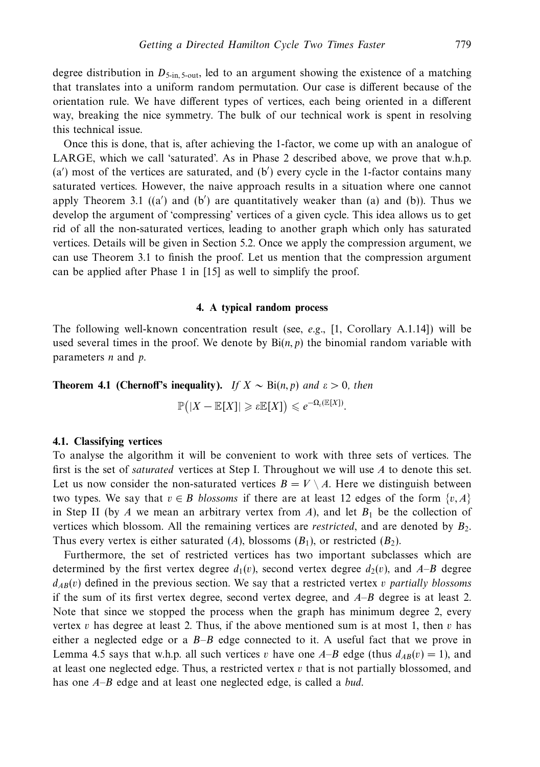degree distribution in $D_{5\text{-in},\,5\text{-out}}$, led to an argument showing the existence of a matching that translates into a uniform random permutation. Our case is different because of the orientation rule. We have different types of vertices, each being oriented in a different way, breaking the nice symmetry. The bulk of our technical work is spent in resolving this technical issue.

Once this is done, that is, after achieving the 1-factor, we come up with an analogue of LARGE, which we call 'saturated'. As in Phase 2 described above, we prove that w.h.p. (a′) most of the vertices are saturated, and (b′) every cycle in the 1-factor contains many saturated vertices. However, the naive approach results in a situation where one cannot apply Theorem 3.1 ((a′) and (b′) are quantitatively weaker than (a) and (b)). Thus we develop the argument of 'compressing' vertices of a given cycle. This idea allows us to get rid of all the non-saturated vertices, leading to another graph which only has saturated vertices. Details will be given in Section 5.2. Once we apply the compression argument, we can use Theorem 3.1 to finish the proof. Let us mention that the compression argument can be applied after Phase 1 in [15] as well to simplify the proof.

## 4. A typical random process

The following well-known concentration result (see, *e.g.*, [1, Corollary A.1.14]) will be used several times in the proof. We denote by $\mathrm{Bi}(n, p)$ the binomial random variable with parameters $n$ and $p$.

**Theorem 4.1 (Chernoff's inequality).** *If $X \sim \mathrm{Bi}(n, p)$ and $\varepsilon > 0$, then*

$$\mathbb{P}\big(|X - \mathbb{E}[X]| \geqslant \varepsilon \mathbb{E}[X]\big) \leqslant e^{-\Omega_\varepsilon(\mathbb{E}[X])}.$$

### 4.1. Classifying vertices

To analyse the algorithm it will be convenient to work with three sets of vertices. The first is the set of *saturated* vertices at Step I. Throughout we will use $A$ to denote this set. Let us now consider the non-saturated vertices $B = V \setminus A$. Here we distinguish between two types. We say that $v \in B$ *blossoms* if there are at least 12 edges of the form $\{v, A\}$ in Step II (by $A$ we mean an arbitrary vertex from $A$), and let $B_1$ be the collection of vertices which blossom. All the remaining vertices are *restricted*, and are denoted by $B_2$. Thus every vertex is either saturated ($A$), blossoms ($B_1$), or restricted ($B_2$).

Furthermore, the set of restricted vertices has two important subclasses which are determined by the first vertex degree $d_1(v)$, second vertex degree $d_2(v)$, and $A$–$B$ degree $d_{AB}(v)$ defined in the previous section. We say that a restricted vertex $v$ *partially blossoms* if the sum of its first vertex degree, second vertex degree, and $A$–$B$ degree is at least 2. Note that since we stopped the process when the graph has minimum degree 2, every vertex $v$ has degree at least 2. Thus, if the above mentioned sum is at most 1, then $v$ has either a neglected edge or a $B$–$B$ edge connected to it. A useful fact that we prove in Lemma 4.5 says that w.h.p. all such vertices $v$ have one $A$–$B$ edge (thus $d_{AB}(v) = 1$), and at least one neglected edge. Thus, a restricted vertex $v$ that is not partially blossomed, and has one $A$–$B$ edge and at least one neglected edge, is called a *bud*.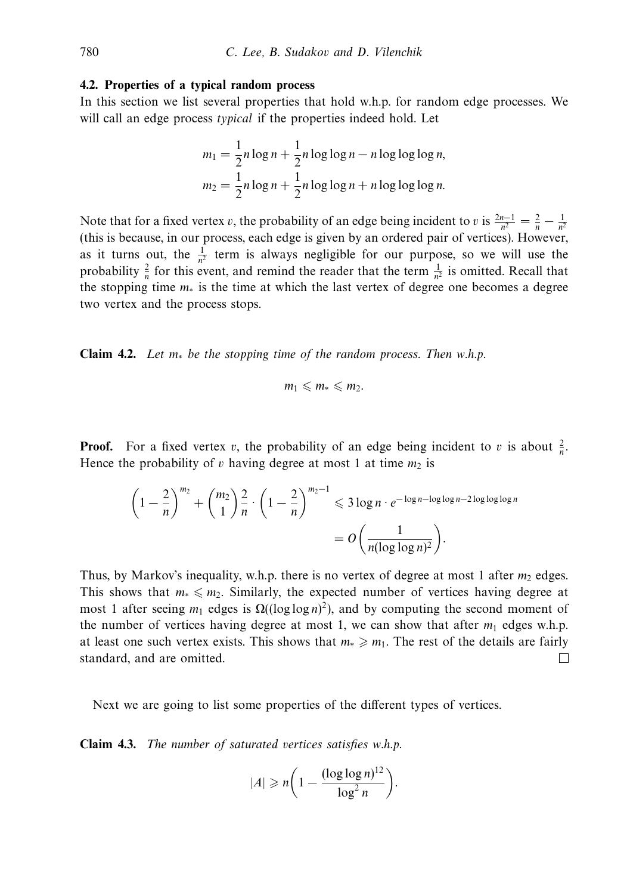### 4.2. Properties of a typical random process

In this section we list several properties that hold w.h.p. for random edge processes. We will call an edge process *typical* if the properties indeed hold. Let

$$m_1 = \frac{1}{2}n\log n + \frac{1}{2}n\log\log n - n\log\log\log n,$$
$$m_2 = \frac{1}{2}n\log n + \frac{1}{2}n\log\log n + n\log\log\log n.$$

Note that for a fixed vertex $v$, the probability of an edge being incident to $v$ is $\frac{2n-1}{n^2} = \frac{2}{n} - \frac{1}{n^2}$ (this is because, in our process, each edge is given by an ordered pair of vertices). However, as it turns out, the $\frac{1}{n^2}$ term is always negligible for our purpose, so we will use the probability $\frac{2}{n}$ for this event, and remind the reader that the term $\frac{1}{n^2}$ is omitted. Recall that the stopping time $m_*$ is the time at which the last vertex of degree one becomes a degree two vertex and the process stops.

**Claim 4.2.** *Let $m_*$ be the stopping time of the random process. Then w.h.p.*

$$m_1 \leqslant m_* \leqslant m_2.$$

**Proof.** For a fixed vertex $v$, the probability of an edge being incident to $v$ is about $\frac{2}{n}$. Hence the probability of $v$ having degree at most 1 at time $m_2$ is

$$\left(1-\frac{2}{n}\right)^{m_2} + \binom{m_2}{1}\frac{2}{n}\cdot\left(1-\frac{2}{n}\right)^{m_2-1} \leqslant 3\log n \cdot e^{-\log n - \log\log n - 2\log\log\log n}$$
$$= O\left(\frac{1}{n(\log\log n)^2}\right).$$

Thus, by Markov's inequality, w.h.p. there is no vertex of degree at most 1 after $m_2$ edges. This shows that $m_* \leqslant m_2$. Similarly, the expected number of vertices having degree at most 1 after seeing $m_1$ edges is $\Omega((\log\log n)^2)$, and by computing the second moment of the number of vertices having degree at most 1, we can show that after $m_1$ edges w.h.p. at least one such vertex exists. This shows that $m_* \geqslant m_1$. The rest of the details are fairly standard, and are omitted. □

Next we are going to list some properties of the different types of vertices.

**Claim 4.3.** *The number of saturated vertices satisfies w.h.p.*

$$|A| \geqslant n\left(1 - \frac{(\log\log n)^{12}}{\log^2 n}\right).$$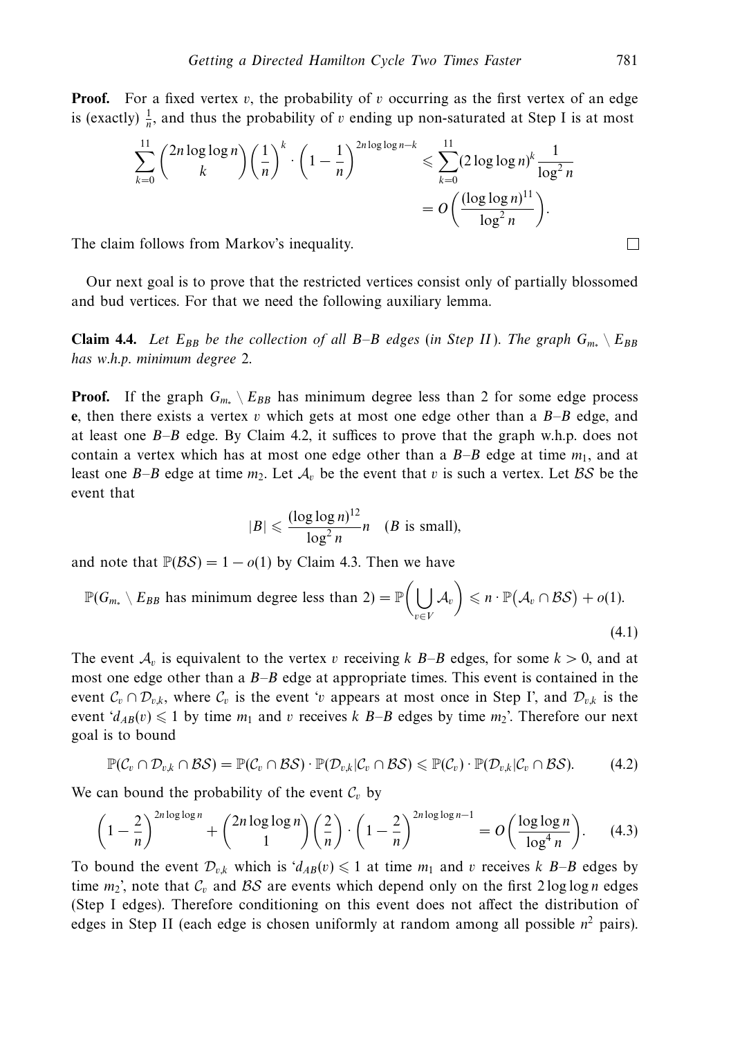**Proof.** For a fixed vertex $v$, the probability of $v$ occurring as the first vertex of an edge is (exactly) $\frac{1}{n}$, and thus the probability of $v$ ending up non-saturated at Step I is at most

$$\sum_{k=0}^{11} \binom{2n\log\log n}{k} \left(\frac{1}{n}\right)^k \cdot \left(1-\frac{1}{n}\right)^{2n\log\log n - k} \leqslant \sum_{k=0}^{11} (2\log\log n)^k \frac{1}{\log^2 n} = O\left(\frac{(\log\log n)^{11}}{\log^2 n}\right).$$

The claim follows from Markov's inequality. □

Our next goal is to prove that the restricted vertices consist only of partially blossomed and bud vertices. For that we need the following auxiliary lemma.

**Claim 4.4.** *Let $E_{BB}$ be the collection of all B–B edges (in Step II). The graph $G_{m_*} \setminus E_{BB}$ has w.h.p. minimum degree 2.*

**Proof.** If the graph $G_{m_*} \setminus E_{BB}$ has minimum degree less than 2 for some edge process $\mathbf{e}$, then there exists a vertex $v$ which gets at most one edge other than a $B$–$B$ edge, and at least one $B$–$B$ edge. By Claim 4.2, it suffices to prove that the graph w.h.p. does not contain a vertex which has at most one edge other than a $B$–$B$ edge at time $m_1$, and at least one $B$–$B$ edge at time $m_2$. Let $\mathcal{A}_v$ be the event that $v$ is such a vertex. Let $\mathcal{BS}$ be the event that

$$|B| \leqslant \frac{(\log\log n)^{12}}{\log^2 n} n \quad (B \text{ is small}),$$

and note that $\mathbb{P}(\mathcal{BS}) = 1 - o(1)$ by Claim 4.3. Then we have

$$\mathbb{P}(G_{m_*} \setminus E_{BB} \text{ has minimum degree less than 2}) = \mathbb{P}\left(\bigcup_{v\in V} \mathcal{A}_v\right) \leqslant n \cdot \mathbb{P}\big(\mathcal{A}_v \cap \mathcal{BS}\big) + o(1). \tag{4.1}$$

The event $\mathcal{A}_v$ is equivalent to the vertex $v$ receiving $k$ $B$–$B$ edges, for some $k > 0$, and at most one edge other than a $B$–$B$ edge at appropriate times. This event is contained in the event $\mathcal{C}_v \cap \mathcal{D}_{v,k}$, where $\mathcal{C}_v$ is the event '$v$ appears at most once in Step I', and $\mathcal{D}_{v,k}$ is the event '$d_{AB}(v) \leqslant 1$ by time $m_1$ and $v$ receives $k$ $B$–$B$ edges by time $m_2$'. Therefore our next goal is to bound

$$\mathbb{P}(\mathcal{C}_v \cap \mathcal{D}_{v,k} \cap \mathcal{BS}) = \mathbb{P}(\mathcal{C}_v \cap \mathcal{BS}) \cdot \mathbb{P}(\mathcal{D}_{v,k} | \mathcal{C}_v \cap \mathcal{BS}) \leqslant \mathbb{P}(\mathcal{C}_v) \cdot \mathbb{P}(\mathcal{D}_{v,k} | \mathcal{C}_v \cap \mathcal{BS}). \tag{4.2}$$

We can bound the probability of the event $\mathcal{C}_v$ by

$$\left(1-\frac{2}{n}\right)^{2n\log\log n} + \binom{2n\log\log n}{1}\left(\frac{2}{n}\right) \cdot \left(1-\frac{2}{n}\right)^{2n\log\log n - 1} = O\left(\frac{\log\log n}{\log^4 n}\right). \tag{4.3}$$

To bound the event $\mathcal{D}_{v,k}$ which is '$d_{AB}(v) \leqslant 1$ at time $m_1$ and $v$ receives $k$ $B$–$B$ edges by time $m_2$', note that $\mathcal{C}_v$ and $\mathcal{BS}$ are events which depend only on the first $2\log\log n$ edges (Step I edges). Therefore conditioning on this event does not affect the distribution of edges in Step II (each edge is chosen uniformly at random among all possible $n^2$ pairs).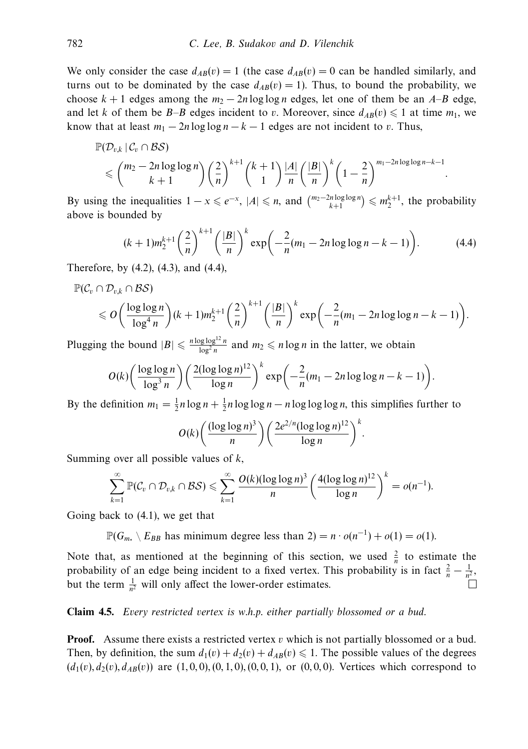We only consider the case $d_{AB}(v) = 1$ (the case $d_{AB}(v) = 0$ can be handled similarly, and turns out to be dominated by the case $d_{AB}(v) = 1$). Thus, to bound the probability, we choose $k+1$ edges among the $m_2 - 2n \log\log n$ edges, let one of them be an $A$–$B$ edge, and let $k$ of them be $B$–$B$ edges incident to $v$. Moreover, since $d_{AB}(v) \leqslant 1$ at time $m_1$, we know that at least $m_1 - 2n\log\log n - k - 1$ edges are not incident to $v$. Thus,

$$\mathbb{P}(\mathcal{D}_{v,k} \,|\, \mathcal{C}_v \cap \mathcal{BS}) \leqslant \binom{m_2 - 2n\log\log n}{k+1}\left(\frac{2}{n}\right)^{k+1}\binom{k+1}{1}\frac{|A|}{n}\left(\frac{|B|}{n}\right)^{k}\left(1-\frac{2}{n}\right)^{m_1 - 2n\log\log n - k - 1}.$$

By using the inequalities $1 - x \leqslant e^{-x}$, $|A| \leqslant n$, and $\binom{m_2 - 2n\log\log n}{k+1} \leqslant m_2^{k+1}$, the probability above is bounded by

$$(k+1)m_2^{k+1}\left(\frac{2}{n}\right)^{k+1}\left(\frac{|B|}{n}\right)^{k}\exp\left(-\frac{2}{n}(m_1 - 2n\log\log n - k - 1)\right). \tag{4.4}$$

Therefore, by (4.2), (4.3), and (4.4),

$$\mathbb{P}(\mathcal{C}_v \cap \mathcal{D}_{v,k} \cap \mathcal{BS}) \leqslant O\left(\frac{\log\log n}{\log^4 n}\right)(k+1)m_2^{k+1}\left(\frac{2}{n}\right)^{k+1}\left(\frac{|B|}{n}\right)^{k}\exp\left(-\frac{2}{n}(m_1 - 2n\log\log n - k - 1)\right).$$

Plugging the bound $|B| \leqslant \frac{n\log\log^{12} n}{\log^2 n}$ and $m_2 \leqslant n\log n$ in the latter, we obtain

$$O(k)\left(\frac{\log\log n}{\log^3 n}\right)\left(\frac{2(\log\log n)^{12}}{\log n}\right)^{k}\exp\left(-\frac{2}{n}(m_1 - 2n\log\log n - k - 1)\right).$$

By the definition $m_1 = \frac{1}{2}n\log n + \frac{1}{2}n\log\log n - n\log\log\log n$, this simplifies further to

$$O(k)\left(\frac{(\log\log n)^3}{n}\right)\left(\frac{2e^{2/n}(\log\log n)^{12}}{\log n}\right)^{k}.$$

Summing over all possible values of $k$,

$$\sum_{k=1}^{\infty}\mathbb{P}(\mathcal{C}_v \cap \mathcal{D}_{v,k} \cap \mathcal{BS}) \leqslant \sum_{k=1}^{\infty}\frac{O(k)(\log\log n)^3}{n}\left(\frac{4(\log\log n)^{12}}{\log n}\right)^{k} = o(n^{-1}).$$

Going back to (4.1), we get that

$$\mathbb{P}(G_{m_*} \setminus E_{BB} \text{ has minimum degree less than } 2) = n \cdot o(n^{-1}) + o(1) = o(1).$$

Note that, as mentioned at the beginning of this section, we used $\frac{2}{n}$ to estimate the probability of an edge being incident to a fixed vertex. This probability is in fact $\frac{2}{n} - \frac{1}{n^2}$, but the term $\frac{1}{n^2}$ will only affect the lower-order estimates. $\square$

**Claim 4.5.** *Every restricted vertex is w.h.p. either partially blossomed or a bud.*

**Proof.** Assume there exists a restricted vertex $v$ which is not partially blossomed or a bud. Then, by definition, the sum $d_1(v) + d_2(v) + d_{AB}(v) \leqslant 1$. The possible values of the degrees $(d_1(v), d_2(v), d_{AB}(v))$ are $(1, 0, 0), (0, 1, 0), (0, 0, 1)$, or $(0, 0, 0)$. Vertices which correspond to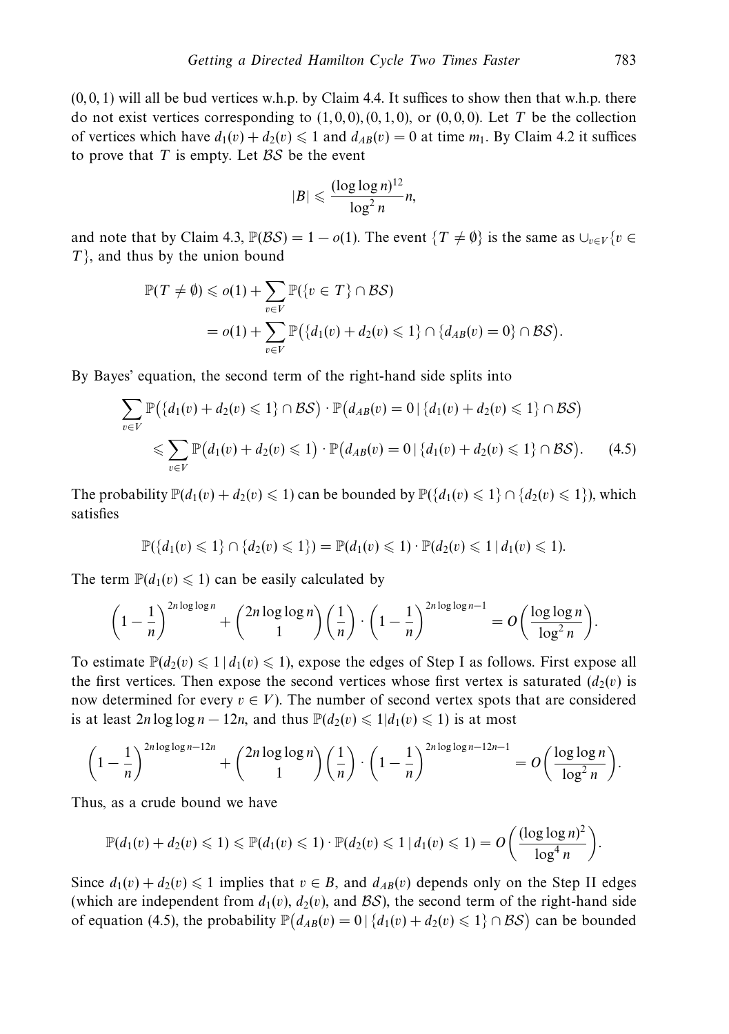(0, 0, 1) will all be bud vertices w.h.p. by Claim 4.4. It suffices to show then that w.h.p. there do not exist vertices corresponding to (1, 0, 0), (0, 1, 0), or (0, 0, 0). Let $T$ be the collection of vertices which have $d_1(v) + d_2(v) \leqslant 1$ and $d_{AB}(v) = 0$ at time $m_1$. By Claim 4.2 it suffices to prove that $T$ is empty. Let $\mathcal{BS}$ be the event

$$|B| \leqslant \frac{(\log\log n)^{12}}{\log^2 n} n,$$

and note that by Claim 4.3, $\mathbb{P}(\mathcal{BS}) = 1 - o(1)$. The event $\{T \neq \emptyset\}$ is the same as $\cup_{v \in V}\{v \in T\}$, and thus by the union bound

$$\begin{aligned}
\mathbb{P}(T \neq \emptyset) &\leqslant o(1) + \sum_{v \in V} \mathbb{P}(\{v \in T\} \cap \mathcal{BS}) \\
&= o(1) + \sum_{v \in V} \mathbb{P}\big(\{d_1(v) + d_2(v) \leqslant 1\} \cap \{d_{AB}(v) = 0\} \cap \mathcal{BS}\big).
\end{aligned}$$

By Bayes' equation, the second term of the right-hand side splits into

$$\begin{aligned}
&\sum_{v \in V} \mathbb{P}\big(\{d_1(v) + d_2(v) \leqslant 1\} \cap \mathcal{BS}\big) \cdot \mathbb{P}\big(d_{AB}(v) = 0 \,|\, \{d_1(v) + d_2(v) \leqslant 1\} \cap \mathcal{BS}\big) \\
&\qquad \leqslant \sum_{v \in V} \mathbb{P}\big(d_1(v) + d_2(v) \leqslant 1\big) \cdot \mathbb{P}\big(d_{AB}(v) = 0 \,|\, \{d_1(v) + d_2(v) \leqslant 1\} \cap \mathcal{BS}\big). \qquad (4.5)
\end{aligned}$$

The probability $\mathbb{P}(d_1(v) + d_2(v) \leqslant 1)$ can be bounded by $\mathbb{P}(\{d_1(v) \leqslant 1\} \cap \{d_2(v) \leqslant 1\})$, which satisfies

$$\mathbb{P}(\{d_1(v) \leqslant 1\} \cap \{d_2(v) \leqslant 1\}) = \mathbb{P}(d_1(v) \leqslant 1) \cdot \mathbb{P}(d_2(v) \leqslant 1 \,|\, d_1(v) \leqslant 1).$$

The term $\mathbb{P}(d_1(v) \leqslant 1)$ can be easily calculated by

$$\left(1 - \frac{1}{n}\right)^{2n\log\log n} + \binom{2n\log\log n}{1}\left(\frac{1}{n}\right) \cdot \left(1 - \frac{1}{n}\right)^{2n\log\log n - 1} = O\left(\frac{\log\log n}{\log^2 n}\right).$$

To estimate $\mathbb{P}(d_2(v) \leqslant 1 \,|\, d_1(v) \leqslant 1)$, expose the edges of Step I as follows. First expose all the first vertices. Then expose the second vertices whose first vertex is saturated ($d_2(v)$ is now determined for every $v \in V$). The number of second vertex spots that are considered is at least $2n\log\log n - 12n$, and thus $\mathbb{P}(d_2(v) \leqslant 1 | d_1(v) \leqslant 1)$ is at most

$$\left(1 - \frac{1}{n}\right)^{2n\log\log n - 12n} + \binom{2n\log\log n}{1}\left(\frac{1}{n}\right) \cdot \left(1 - \frac{1}{n}\right)^{2n\log\log n - 12n - 1} = O\left(\frac{\log\log n}{\log^2 n}\right).$$

Thus, as a crude bound we have

$$\mathbb{P}(d_1(v) + d_2(v) \leqslant 1) \leqslant \mathbb{P}(d_1(v) \leqslant 1) \cdot \mathbb{P}(d_2(v) \leqslant 1 \,|\, d_1(v) \leqslant 1) = O\left(\frac{(\log\log n)^2}{\log^4 n}\right).$$

Since $d_1(v) + d_2(v) \leqslant 1$ implies that $v \in B$, and $d_{AB}(v)$ depends only on the Step II edges (which are independent from $d_1(v)$, $d_2(v)$, and $\mathcal{BS}$), the second term of the right-hand side of equation (4.5), the probability $\mathbb{P}\big(d_{AB}(v) = 0 \,|\, \{d_1(v) + d_2(v) \leqslant 1\} \cap \mathcal{BS}\big)$ can be bounded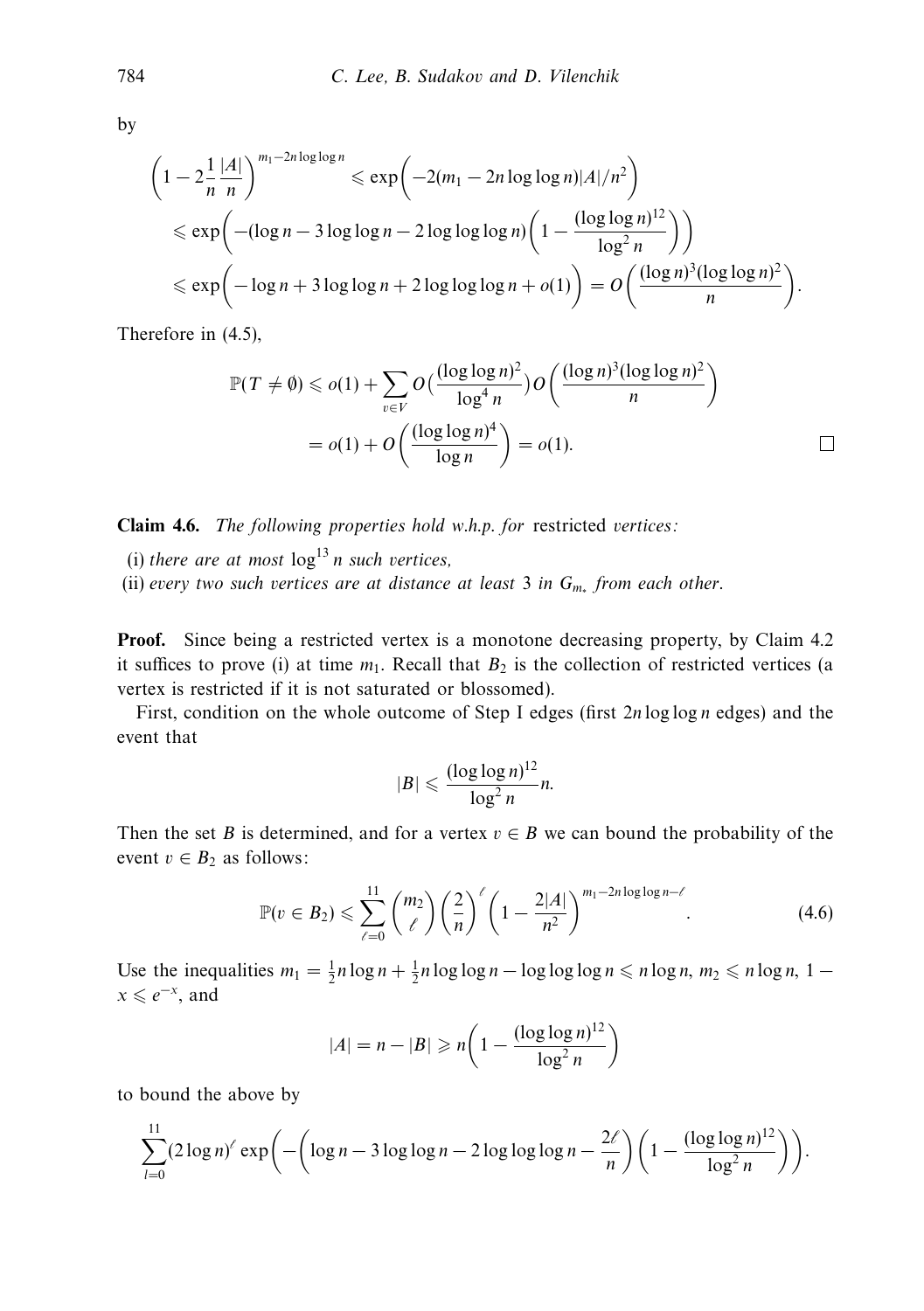by

$$\left(1-2\frac{1}{n}\frac{|A|}{n}\right)^{m_1-2n\log\log n} \leqslant \exp\left(-2(m_1-2n\log\log n)|A|/n^2\right)$$
$$\leqslant \exp\left(-(\log n - 3\log\log n - 2\log\log\log n)\left(1-\frac{(\log\log n)^{12}}{\log^2 n}\right)\right)$$
$$\leqslant \exp\left(-\log n + 3\log\log n + 2\log\log\log n + o(1)\right) = O\left(\frac{(\log n)^3(\log\log n)^2}{n}\right).$$

Therefore in (4.5),

$$\mathbb{P}(T \neq \emptyset) \leqslant o(1) + \sum_{v\in V} O\big(\frac{(\log\log n)^2}{\log^4 n}\big) O\left(\frac{(\log n)^3(\log\log n)^2}{n}\right)$$
$$= o(1) + O\left(\frac{(\log\log n)^4}{\log n}\right) = o(1). \qquad \square$$

**Claim 4.6.** *The following properties hold w.h.p. for* restricted *vertices:*

(i) *there are at most* $\log^{13} n$ *such vertices,*

(ii) *every two such vertices are at distance at least* 3 *in* $G_{m_*}$ *from each other.*

**Proof.** Since being a restricted vertex is a monotone decreasing property, by Claim 4.2 it suffices to prove (i) at time $m_1$. Recall that $B_2$ is the collection of restricted vertices (a vertex is restricted if it is not saturated or blossomed).

First, condition on the whole outcome of Step I edges (first $2n\log\log n$ edges) and the event that

$$|B| \leqslant \frac{(\log\log n)^{12}}{\log^2 n} n.$$

Then the set $B$ is determined, and for a vertex $v \in B$ we can bound the probability of the event $v \in B_2$ as follows:

$$\mathbb{P}(v \in B_2) \leqslant \sum_{\ell=0}^{11} \binom{m_2}{\ell}\left(\frac{2}{n}\right)^{\ell}\left(1-\frac{2|A|}{n^2}\right)^{m_1-2n\log\log n-\ell}. \tag{4.6}$$

Use the inequalities $m_1 = \frac{1}{2}n\log n + \frac{1}{2}n\log\log n - \log\log\log n \leqslant n\log n$, $m_2 \leqslant n\log n$, $1 - x \leqslant e^{-x}$, and

$$|A| = n - |B| \geqslant n\left(1 - \frac{(\log\log n)^{12}}{\log^2 n}\right)$$

to bound the above by

$$\sum_{l=0}^{11}(2\log n)^{\ell}\exp\left(-\left(\log n - 3\log\log n - 2\log\log\log n - \frac{2\ell}{n}\right)\left(1-\frac{(\log\log n)^{12}}{\log^2 n}\right)\right).$$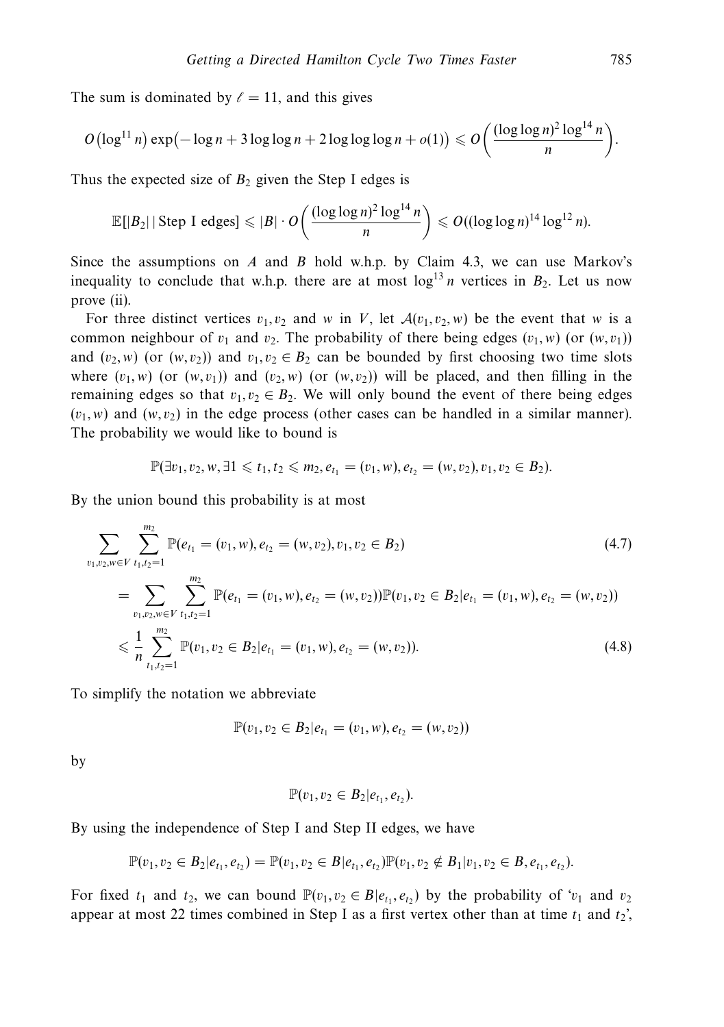The sum is dominated by $\ell = 11$, and this gives

$$O\big(\log^{11} n\big) \exp\big(-\log n + 3 \log\log n + 2 \log\log\log n + o(1)\big) \leqslant O\bigg(\frac{(\log\log n)^2 \log^{14} n}{n}\bigg).$$

Thus the expected size of $B_2$ given the Step I edges is

$$\mathbb{E}[|B_2| \mid \text{Step I edges}] \leqslant |B| \cdot O\bigg(\frac{(\log\log n)^2 \log^{14} n}{n}\bigg) \leqslant O((\log\log n)^{14} \log^{12} n).$$

Since the assumptions on $A$ and $B$ hold w.h.p. by Claim 4.3, we can use Markov's inequality to conclude that w.h.p. there are at most $\log^{13} n$ vertices in $B_2$. Let us now prove (ii).

For three distinct vertices $v_1, v_2$ and $w$ in $V$, let $\mathcal{A}(v_1, v_2, w)$ be the event that $w$ is a common neighbour of $v_1$ and $v_2$. The probability of there being edges $(v_1, w)$ (or $(w, v_1)$) and $(v_2, w)$ (or $(w, v_2)$) and $v_1, v_2 \in B_2$ can be bounded by first choosing two time slots where $(v_1, w)$ (or $(w, v_1)$) and $(v_2, w)$ (or $(w, v_2)$) will be placed, and then filling in the remaining edges so that $v_1, v_2 \in B_2$. We will only bound the event of there being edges $(v_1, w)$ and $(w, v_2)$ in the edge process (other cases can be handled in a similar manner). The probability we would like to bound is

$$\mathbb{P}(\exists v_1, v_2, w, \exists 1 \leqslant t_1, t_2 \leqslant m_2, e_{t_1} = (v_1, w), e_{t_2} = (w, v_2), v_1, v_2 \in B_2).$$

By the union bound this probability is at most

$$\sum_{v_1, v_2, w \in V} \sum_{t_1, t_2 = 1}^{m_2} \mathbb{P}(e_{t_1} = (v_1, w), e_{t_2} = (w, v_2), v_1, v_2 \in B_2) \tag{4.7}$$

$$= \sum_{v_1, v_2, w \in V} \sum_{t_1, t_2 = 1}^{m_2} \mathbb{P}(e_{t_1} = (v_1, w), e_{t_2} = (w, v_2)) \mathbb{P}(v_1, v_2 \in B_2 | e_{t_1} = (v_1, w), e_{t_2} = (w, v_2))$$

$$\leqslant \frac{1}{n} \sum_{t_1, t_2 = 1}^{m_2} \mathbb{P}(v_1, v_2 \in B_2 | e_{t_1} = (v_1, w), e_{t_2} = (w, v_2)). \tag{4.8}$$

To simplify the notation we abbreviate

$$\mathbb{P}(v_1, v_2 \in B_2 | e_{t_1} = (v_1, w), e_{t_2} = (w, v_2))$$

by

$$\mathbb{P}(v_1, v_2 \in B_2 | e_{t_1}, e_{t_2}).$$

By using the independence of Step I and Step II edges, we have

$$\mathbb{P}(v_1, v_2 \in B_2 | e_{t_1}, e_{t_2}) = \mathbb{P}(v_1, v_2 \in B | e_{t_1}, e_{t_2}) \mathbb{P}(v_1, v_2 \notin B_1 | v_1, v_2 \in B, e_{t_1}, e_{t_2}).$$

For fixed $t_1$ and $t_2$, we can bound $\mathbb{P}(v_1, v_2 \in B | e_{t_1}, e_{t_2})$ by the probability of '$v_1$ and $v_2$ appear at most 22 times combined in Step I as a first vertex other than at time $t_1$ and $t_2$',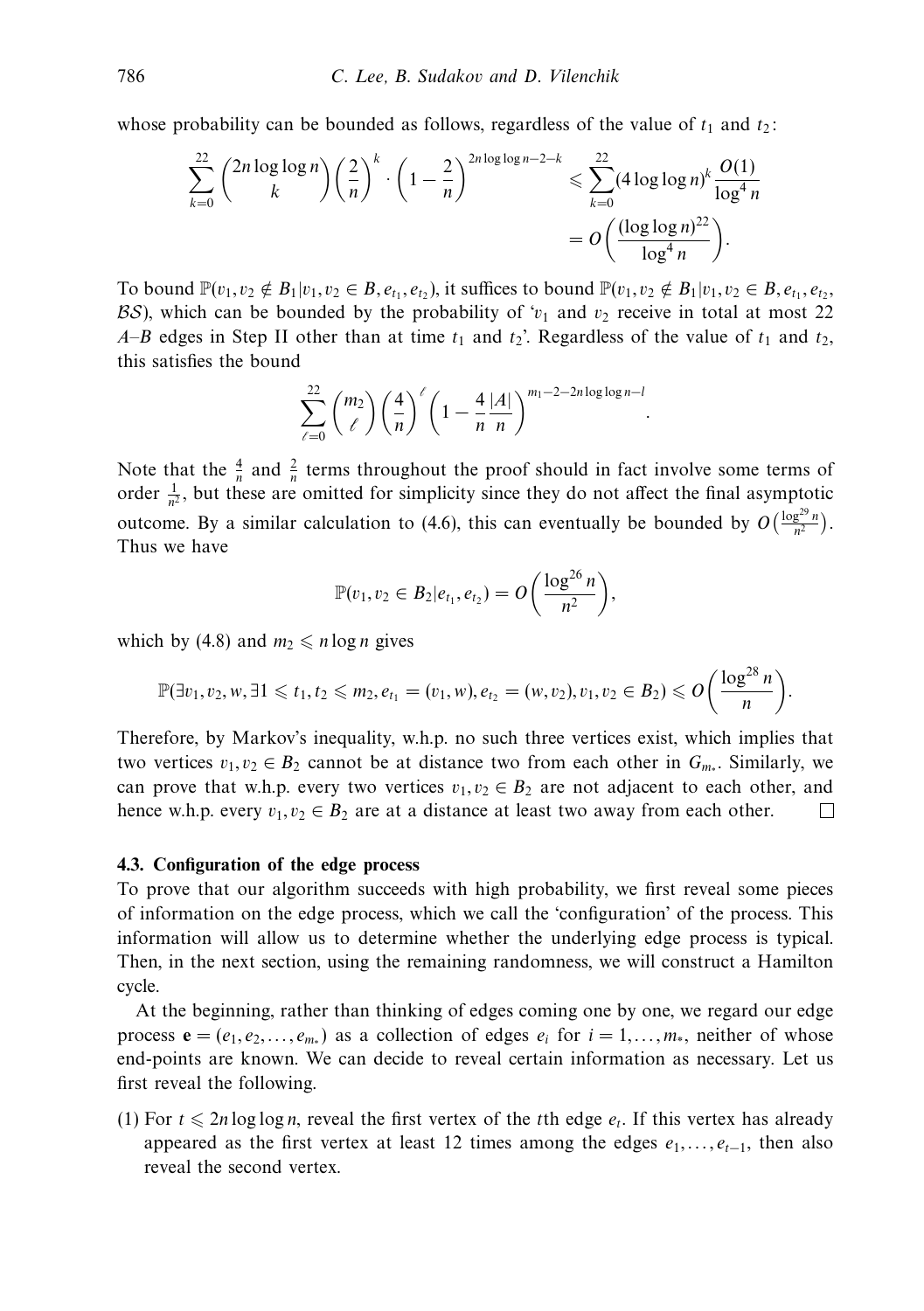whose probability can be bounded as follows, regardless of the value of $t_1$ and $t_2$:

$$\sum_{k=0}^{22} \binom{2n\log\log n}{k} \left(\frac{2}{n}\right)^k \cdot \left(1-\frac{2}{n}\right)^{2n\log\log n - 2 - k} \leqslant \sum_{k=0}^{22} (4\log\log n)^k \frac{O(1)}{\log^4 n}$$
$$= O\left(\frac{(\log\log n)^{22}}{\log^4 n}\right).$$

To bound $\mathbb{P}(v_1, v_2 \notin B_1 | v_1, v_2 \in B, e_{t_1}, e_{t_2})$, it suffices to bound $\mathbb{P}(v_1, v_2 \notin B_1 | v_1, v_2 \in B, e_{t_1}, e_{t_2}, \mathcal{BS})$, which can be bounded by the probability of '$v_1$ and $v_2$ receive in total at most 22 $A$–$B$ edges in Step II other than at time $t_1$ and $t_2$'. Regardless of the value of $t_1$ and $t_2$, this satisfies the bound

$$\sum_{\ell=0}^{22} \binom{m_2}{\ell} \left(\frac{4}{n}\right)^\ell \left(1 - \frac{4}{n}\frac{|A|}{n}\right)^{m_1 - 2 - 2n\log\log n - l}.$$

Note that the $\frac{4}{n}$ and $\frac{2}{n}$ terms throughout the proof should in fact involve some terms of order $\frac{1}{n^2}$, but these are omitted for simplicity since they do not affect the final asymptotic outcome. By a similar calculation to (4.6), this can eventually be bounded by $O\left(\frac{\log^{29} n}{n^2}\right)$. Thus we have

$$\mathbb{P}(v_1, v_2 \in B_2 | e_{t_1}, e_{t_2}) = O\left(\frac{\log^{26} n}{n^2}\right),$$

which by (4.8) and $m_2 \leqslant n\log n$ gives

$$\mathbb{P}(\exists v_1, v_2, w, \exists 1 \leqslant t_1, t_2 \leqslant m_2, e_{t_1} = (v_1, w), e_{t_2} = (w, v_2), v_1, v_2 \in B_2) \leqslant O\left(\frac{\log^{28} n}{n}\right).$$

Therefore, by Markov's inequality, w.h.p. no such three vertices exist, which implies that two vertices $v_1, v_2 \in B_2$ cannot be at distance two from each other in $G_{m_*}$. Similarly, we can prove that w.h.p. every two vertices $v_1, v_2 \in B_2$ are not adjacent to each other, and hence w.h.p. every $v_1, v_2 \in B_2$ are at a distance at least two away from each other. □

### 4.3. Configuration of the edge process

To prove that our algorithm succeeds with high probability, we first reveal some pieces of information on the edge process, which we call the 'configuration' of the process. This information will allow us to determine whether the underlying edge process is typical. Then, in the next section, using the remaining randomness, we will construct a Hamilton cycle.

At the beginning, rather than thinking of edges coming one by one, we regard our edge process $\mathbf{e} = (e_1, e_2, \ldots, e_{m_*})$ as a collection of edges $e_i$ for $i = 1, \ldots, m_*$, neither of whose end-points are known. We can decide to reveal certain information as necessary. Let us first reveal the following.

(1) For $t \leqslant 2n\log\log n$, reveal the first vertex of the $t$th edge $e_t$. If this vertex has already appeared as the first vertex at least 12 times among the edges $e_1, \ldots, e_{t-1}$, then also reveal the second vertex.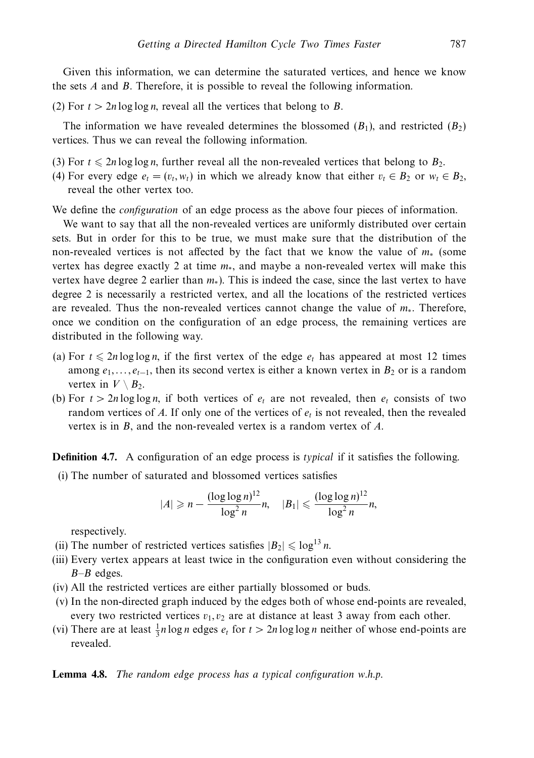Given this information, we can determine the saturated vertices, and hence we know the sets $A$ and $B$. Therefore, it is possible to reveal the following information.

(2) For $t > 2n \log \log n$, reveal all the vertices that belong to $B$.

The information we have revealed determines the blossomed ($B_1$), and restricted ($B_2$) vertices. Thus we can reveal the following information.

(3) For $t \leqslant 2n \log \log n$, further reveal all the non-revealed vertices that belong to $B_2$.

(4) For every edge $e_t = (v_t, w_t)$ in which we already know that either $v_t \in B_2$ or $w_t \in B_2$, reveal the other vertex too.

We define the *configuration* of an edge process as the above four pieces of information.

We want to say that all the non-revealed vertices are uniformly distributed over certain sets. But in order for this to be true, we must make sure that the distribution of the non-revealed vertices is not affected by the fact that we know the value of $m_*$ (some vertex has degree exactly 2 at time $m_*$, and maybe a non-revealed vertex will make this vertex have degree 2 earlier than $m_*$). This is indeed the case, since the last vertex to have degree 2 is necessarily a restricted vertex, and all the locations of the restricted vertices are revealed. Thus the non-revealed vertices cannot change the value of $m_*$. Therefore, once we condition on the configuration of an edge process, the remaining vertices are distributed in the following way.

(a) For $t \leqslant 2n \log \log n$, if the first vertex of the edge $e_t$ has appeared at most 12 times among $e_1, \ldots, e_{t-1}$, then its second vertex is either a known vertex in $B_2$ or is a random vertex in $V \setminus B_2$.

(b) For $t > 2n \log \log n$, if both vertices of $e_t$ are not revealed, then $e_t$ consists of two random vertices of $A$. If only one of the vertices of $e_t$ is not revealed, then the revealed vertex is in $B$, and the non-revealed vertex is a random vertex of $A$.

**Definition 4.7.** A configuration of an edge process is *typical* if it satisfies the following.

(i) The number of saturated and blossomed vertices satisfies

$$|A| \geqslant n - \frac{(\log \log n)^{12}}{\log^2 n} n, \quad |B_1| \leqslant \frac{(\log \log n)^{12}}{\log^2 n} n,$$

respectively.

(ii) The number of restricted vertices satisfies $|B_2| \leqslant \log^{13} n$.

(iii) Every vertex appears at least twice in the configuration even without considering the $B$–$B$ edges.

(iv) All the restricted vertices are either partially blossomed or buds.

(v) In the non-directed graph induced by the edges both of whose end-points are revealed, every two restricted vertices $v_1, v_2$ are at distance at least 3 away from each other.

(vi) There are at least $\frac{1}{3} n \log n$ edges $e_t$ for $t > 2n \log \log n$ neither of whose end-points are revealed.

**Lemma 4.8.** *The random edge process has a typical configuration w.h.p.*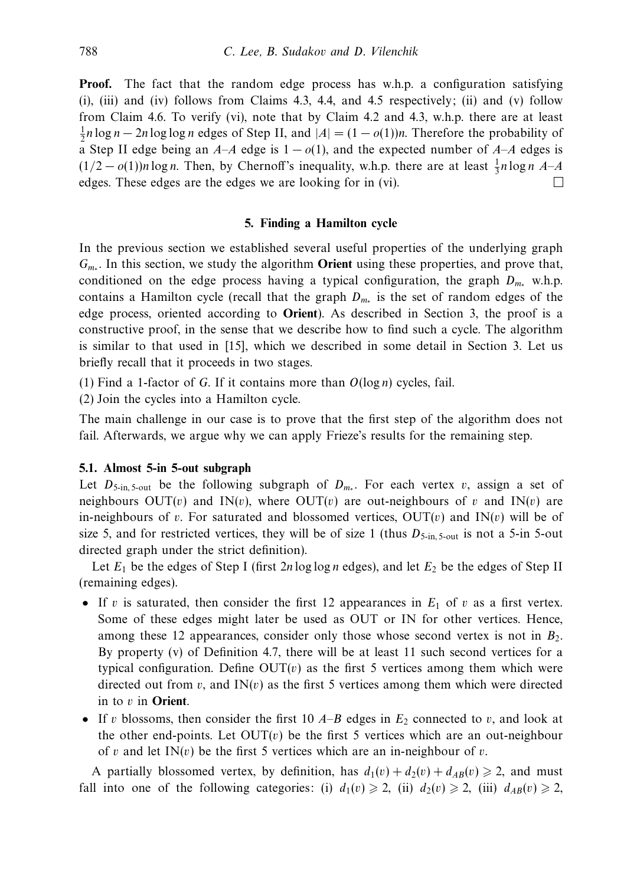**Proof.** The fact that the random edge process has w.h.p. a configuration satisfying (i), (iii) and (iv) follows from Claims 4.3, 4.4, and 4.5 respectively; (ii) and (v) follow from Claim 4.6. To verify (vi), note that by Claim 4.2 and 4.3, w.h.p. there are at least $\frac{1}{2}n\log n - 2n\log\log n$ edges of Step II, and $|A| = (1-o(1))n$. Therefore the probability of a Step II edge being an $A$–$A$ edge is $1-o(1)$, and the expected number of $A$–$A$ edges is $(1/2 - o(1))n\log n$. Then, by Chernoff's inequality, w.h.p. there are at least $\frac{1}{3}n\log n$ $A$–$A$ edges. These edges are the edges we are looking for in (vi). □

## 5. Finding a Hamilton cycle

In the previous section we established several useful properties of the underlying graph $G_{m_*}$. In this section, we study the algorithm **Orient** using these properties, and prove that, conditioned on the edge process having a typical configuration, the graph $D_{m_*}$ w.h.p. contains a Hamilton cycle (recall that the graph $D_{m_*}$ is the set of random edges of the edge process, oriented according to **Orient**). As described in Section 3, the proof is a constructive proof, in the sense that we describe how to find such a cycle. The algorithm is similar to that used in [15], which we described in some detail in Section 3. Let us briefly recall that it proceeds in two stages.

(1) Find a 1-factor of $G$. If it contains more than $O(\log n)$ cycles, fail.

(2) Join the cycles into a Hamilton cycle.

The main challenge in our case is to prove that the first step of the algorithm does not fail. Afterwards, we argue why we can apply Frieze's results for the remaining step.

### 5.1. Almost 5-in 5-out subgraph

Let $D_{5\text{-in},5\text{-out}}$ be the following subgraph of $D_{m_*}$. For each vertex $v$, assign a set of neighbours $\mathrm{OUT}(v)$ and $\mathrm{IN}(v)$, where $\mathrm{OUT}(v)$ are out-neighbours of $v$ and $\mathrm{IN}(v)$ are in-neighbours of $v$. For saturated and blossomed vertices, $\mathrm{OUT}(v)$ and $\mathrm{IN}(v)$ will be of size 5, and for restricted vertices, they will be of size 1 (thus $D_{5\text{-in},5\text{-out}}$ is not a 5-in 5-out directed graph under the strict definition).

Let $E_1$ be the edges of Step I (first $2n\log\log n$ edges), and let $E_2$ be the edges of Step II (remaining edges).

- If $v$ is saturated, then consider the first 12 appearances in $E_1$ of $v$ as a first vertex. Some of these edges might later be used as OUT or IN for other vertices. Hence, among these 12 appearances, consider only those whose second vertex is not in $B_2$. By property (v) of Definition 4.7, there will be at least 11 such second vertices for a typical configuration. Define $\mathrm{OUT}(v)$ as the first 5 vertices among them which were directed out from $v$, and $\mathrm{IN}(v)$ as the first 5 vertices among them which were directed in to $v$ in **Orient**.
- If $v$ blossoms, then consider the first 10 $A$–$B$ edges in $E_2$ connected to $v$, and look at the other end-points. Let $\mathrm{OUT}(v)$ be the first 5 vertices which are an out-neighbour of $v$ and let $\mathrm{IN}(v)$ be the first 5 vertices which are an in-neighbour of $v$.

A partially blossomed vertex, by definition, has $d_1(v) + d_2(v) + d_{AB}(v) \geqslant 2$, and must fall into one of the following categories: (i) $d_1(v) \geqslant 2$, (ii) $d_2(v) \geqslant 2$, (iii) $d_{AB}(v) \geqslant 2$,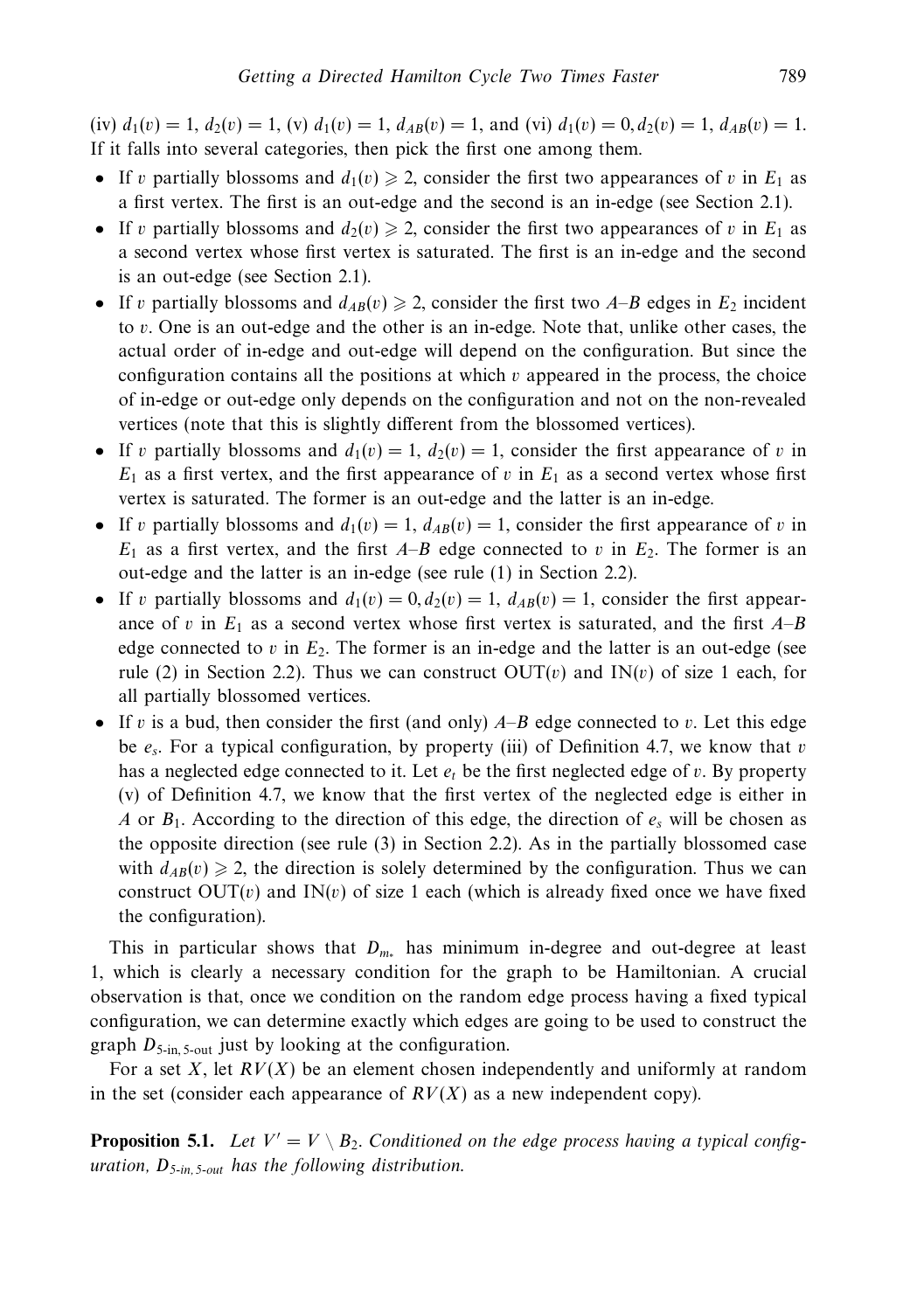(iv) $d_1(v) = 1$, $d_2(v) = 1$, (v) $d_1(v) = 1$, $d_{AB}(v) = 1$, and (vi) $d_1(v) = 0, d_2(v) = 1$, $d_{AB}(v) = 1$. If it falls into several categories, then pick the first one among them.

- If $v$ partially blossoms and $d_1(v) \geqslant 2$, consider the first two appearances of $v$ in $E_1$ as a first vertex. The first is an out-edge and the second is an in-edge (see Section 2.1).
- If $v$ partially blossoms and $d_2(v) \geqslant 2$, consider the first two appearances of $v$ in $E_1$ as a second vertex whose first vertex is saturated. The first is an in-edge and the second is an out-edge (see Section 2.1).
- If $v$ partially blossoms and $d_{AB}(v) \geqslant 2$, consider the first two $A$–$B$ edges in $E_2$ incident to $v$. One is an out-edge and the other is an in-edge. Note that, unlike other cases, the actual order of in-edge and out-edge will depend on the configuration. But since the configuration contains all the positions at which $v$ appeared in the process, the choice of in-edge or out-edge only depends on the configuration and not on the non-revealed vertices (note that this is slightly different from the blossomed vertices).
- If $v$ partially blossoms and $d_1(v) = 1$, $d_2(v) = 1$, consider the first appearance of $v$ in $E_1$ as a first vertex, and the first appearance of $v$ in $E_1$ as a second vertex whose first vertex is saturated. The former is an out-edge and the latter is an in-edge.
- If $v$ partially blossoms and $d_1(v) = 1$, $d_{AB}(v) = 1$, consider the first appearance of $v$ in $E_1$ as a first vertex, and the first $A$–$B$ edge connected to $v$ in $E_2$. The former is an out-edge and the latter is an in-edge (see rule (1) in Section 2.2).
- If $v$ partially blossoms and $d_1(v) = 0, d_2(v) = 1$, $d_{AB}(v) = 1$, consider the first appearance of $v$ in $E_1$ as a second vertex whose first vertex is saturated, and the first $A$–$B$ edge connected to $v$ in $E_2$. The former is an in-edge and the latter is an out-edge (see rule (2) in Section 2.2). Thus we can construct $\mathrm{OUT}(v)$ and $\mathrm{IN}(v)$ of size 1 each, for all partially blossomed vertices.
- If $v$ is a bud, then consider the first (and only) $A$–$B$ edge connected to $v$. Let this edge be $e_s$. For a typical configuration, by property (iii) of Definition 4.7, we know that $v$ has a neglected edge connected to it. Let $e_t$ be the first neglected edge of $v$. By property (v) of Definition 4.7, we know that the first vertex of the neglected edge is either in $A$ or $B_1$. According to the direction of this edge, the direction of $e_s$ will be chosen as the opposite direction (see rule (3) in Section 2.2). As in the partially blossomed case with $d_{AB}(v) \geqslant 2$, the direction is solely determined by the configuration. Thus we can construct $\mathrm{OUT}(v)$ and $\mathrm{IN}(v)$ of size 1 each (which is already fixed once we have fixed the configuration).

This in particular shows that $D_{m_*}$ has minimum in-degree and out-degree at least 1, which is clearly a necessary condition for the graph to be Hamiltonian. A crucial observation is that, once we condition on the random edge process having a fixed typical configuration, we can determine exactly which edges are going to be used to construct the graph $D_{5\text{-in},\,5\text{-out}}$ just by looking at the configuration.

For a set $X$, let $RV(X)$ be an element chosen independently and uniformly at random in the set (consider each appearance of $RV(X)$ as a new independent copy).

**Proposition 5.1.** *Let $V' = V \setminus B_2$. Conditioned on the edge process having a typical configuration, $D_{5\text{-in},\,5\text{-out}}$ has the following distribution.*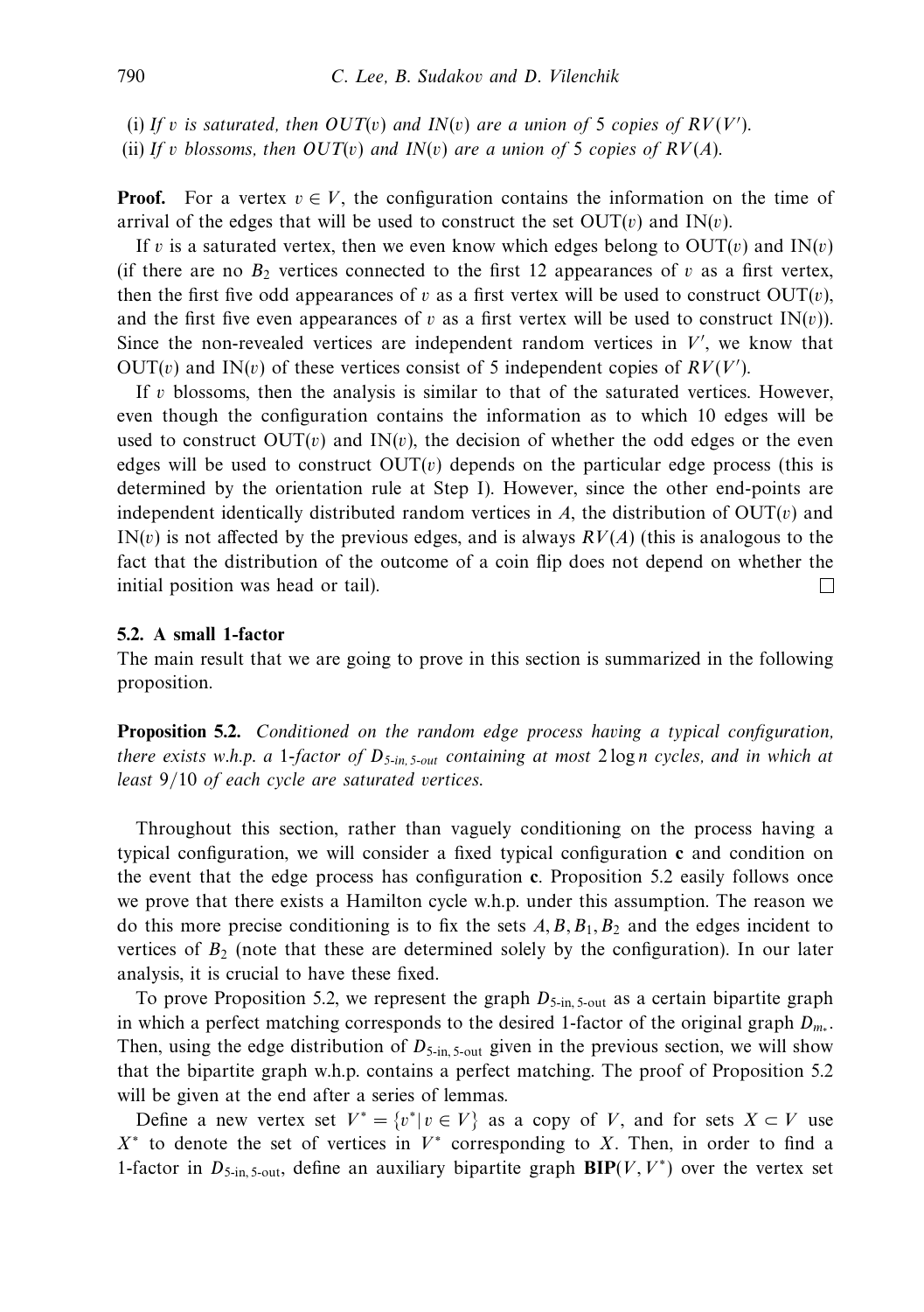(i) *If* $v$ *is saturated, then* $OUT(v)$ *and* $IN(v)$ *are a union of* 5 *copies of* $RV(V')$.

(ii) *If* $v$ *blossoms, then* $OUT(v)$ *and* $IN(v)$ *are a union of* 5 *copies of* $RV(A)$.

**Proof.** For a vertex $v \in V$, the configuration contains the information on the time of arrival of the edges that will be used to construct the set $\mathrm{OUT}(v)$ and $\mathrm{IN}(v)$.

If $v$ is a saturated vertex, then we even know which edges belong to $\mathrm{OUT}(v)$ and $\mathrm{IN}(v)$ (if there are no $B_2$ vertices connected to the first 12 appearances of $v$ as a first vertex, then the first five odd appearances of $v$ as a first vertex will be used to construct $\mathrm{OUT}(v)$, and the first five even appearances of $v$ as a first vertex will be used to construct $\mathrm{IN}(v)$). Since the non-revealed vertices are independent random vertices in $V'$, we know that $\mathrm{OUT}(v)$ and $\mathrm{IN}(v)$ of these vertices consist of 5 independent copies of $RV(V')$.

If $v$ blossoms, then the analysis is similar to that of the saturated vertices. However, even though the configuration contains the information as to which 10 edges will be used to construct $\mathrm{OUT}(v)$ and $\mathrm{IN}(v)$, the decision of whether the odd edges or the even edges will be used to construct $\mathrm{OUT}(v)$ depends on the particular edge process (this is determined by the orientation rule at Step I). However, since the other end-points are independent identically distributed random vertices in $A$, the distribution of $\mathrm{OUT}(v)$ and $\mathrm{IN}(v)$ is not affected by the previous edges, and is always $RV(A)$ (this is analogous to the fact that the distribution of the outcome of a coin flip does not depend on whether the initial position was head or tail). □

### 5.2. A small 1-factor

The main result that we are going to prove in this section is summarized in the following proposition.

**Proposition 5.2.** *Conditioned on the random edge process having a typical configuration, there exists w.h.p. a* 1*-factor of* $D_{5\text{-in},5\text{-out}}$ *containing at most* $2\log n$ *cycles, and in which at least* 9/10 *of each cycle are saturated vertices.*

Throughout this section, rather than vaguely conditioning on the process having a typical configuration, we will consider a fixed typical configuration **c** and condition on the event that the edge process has configuration **c**. Proposition 5.2 easily follows once we prove that there exists a Hamilton cycle w.h.p. under this assumption. The reason we do this more precise conditioning is to fix the sets $A, B, B_1, B_2$ and the edges incident to vertices of $B_2$ (note that these are determined solely by the configuration). In our later analysis, it is crucial to have these fixed.

To prove Proposition 5.2, we represent the graph $D_{5\text{-in},5\text{-out}}$ as a certain bipartite graph in which a perfect matching corresponds to the desired 1-factor of the original graph $D_{m_*}$. Then, using the edge distribution of $D_{5\text{-in},5\text{-out}}$ given in the previous section, we will show that the bipartite graph w.h.p. contains a perfect matching. The proof of Proposition 5.2 will be given at the end after a series of lemmas.

Define a new vertex set $V^* = \{v^* | v \in V\}$ as a copy of $V$, and for sets $X \subset V$ use $X^*$ to denote the set of vertices in $V^*$ corresponding to $X$. Then, in order to find a 1-factor in $D_{5\text{-in},5\text{-out}}$, define an auxiliary bipartite graph $\mathbf{BIP}(V, V^*)$ over the vertex set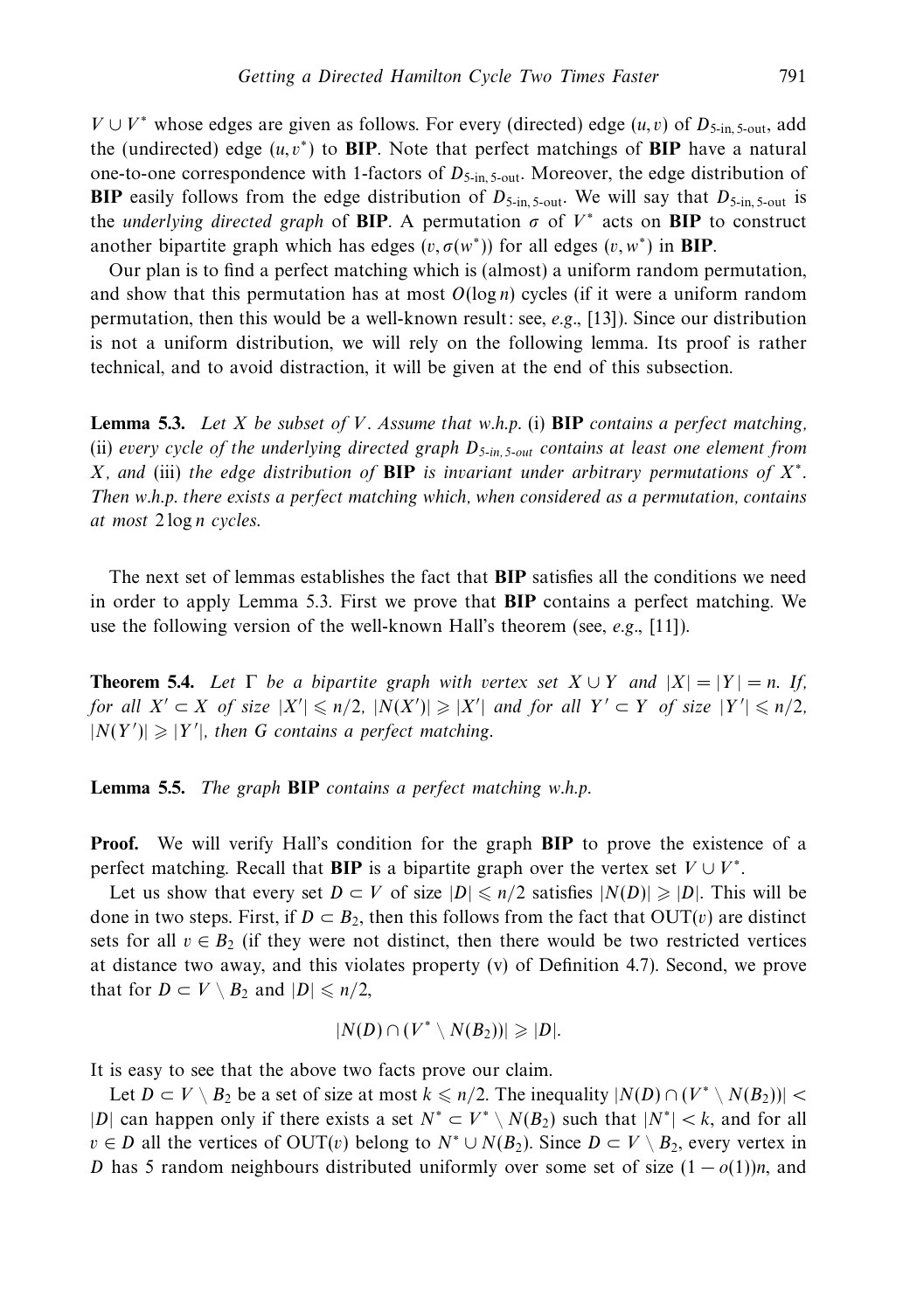$V \cup V^*$ whose edges are given as follows. For every (directed) edge $(u, v)$ of $D_{5\text{-in}, 5\text{-out}}$, add the (undirected) edge $(u, v^*)$ to **BIP**. Note that perfect matchings of **BIP** have a natural one-to-one correspondence with 1-factors of $D_{5\text{-in}, 5\text{-out}}$. Moreover, the edge distribution of **BIP** easily follows from the edge distribution of $D_{5\text{-in}, 5\text{-out}}$. We will say that $D_{5\text{-in}, 5\text{-out}}$ is the *underlying directed graph* of **BIP**. A permutation $\sigma$ of $V^*$ acts on **BIP** to construct another bipartite graph which has edges $(v, \sigma(w^*))$ for all edges $(v, w^*)$ in **BIP**.

Our plan is to find a perfect matching which is (almost) a uniform random permutation, and show that this permutation has at most $O(\log n)$ cycles (if it were a uniform random permutation, then this would be a well-known result: see, *e.g.*, [13]). Since our distribution is not a uniform distribution, we will rely on the following lemma. Its proof is rather technical, and to avoid distraction, it will be given at the end of this subsection.

**Lemma 5.3.** *Let $X$ be subset of $V$. Assume that w.h.p.* (i) **BIP** *contains a perfect matching,* (ii) *every cycle of the underlying directed graph $D_{5\text{-in}, 5\text{-out}}$ contains at least one element from $X$, and* (iii) *the edge distribution of* **BIP** *is invariant under arbitrary permutations of $X^*$. Then w.h.p. there exists a perfect matching which, when considered as a permutation, contains at most $2 \log n$ cycles.*

The next set of lemmas establishes the fact that **BIP** satisfies all the conditions we need in order to apply Lemma 5.3. First we prove that **BIP** contains a perfect matching. We use the following version of the well-known Hall's theorem (see, *e.g.*, [11]).

**Theorem 5.4.** *Let $\Gamma$ be a bipartite graph with vertex set $X \cup Y$ and $|X| = |Y| = n$. If, for all $X' \subset X$ of size $|X'| \leqslant n/2$, $|N(X')| \geqslant |X'|$ and for all $Y' \subset Y$ of size $|Y'| \leqslant n/2$, $|N(Y')| \geqslant |Y'|$, then $G$ contains a perfect matching.*

**Lemma 5.5.** *The graph* **BIP** *contains a perfect matching w.h.p.*

**Proof.** We will verify Hall's condition for the graph **BIP** to prove the existence of a perfect matching. Recall that **BIP** is a bipartite graph over the vertex set $V \cup V^*$.

Let us show that every set $D \subset V$ of size $|D| \leqslant n/2$ satisfies $|N(D)| \geqslant |D|$. This will be done in two steps. First, if $D \subset B_2$, then this follows from the fact that $\text{OUT}(v)$ are distinct sets for all $v \in B_2$ (if they were not distinct, then there would be two restricted vertices at distance two away, and this violates property (v) of Definition 4.7). Second, we prove that for $D \subset V \setminus B_2$ and $|D| \leqslant n/2$,

$$|N(D) \cap (V^* \setminus N(B_2))| \geqslant |D|.$$

It is easy to see that the above two facts prove our claim.

Let $D \subset V \setminus B_2$ be a set of size at most $k \leqslant n/2$. The inequality $|N(D) \cap (V^* \setminus N(B_2))| < |D|$ can happen only if there exists a set $N^* \subset V^* \setminus N(B_2)$ such that $|N^*| < k$, and for all $v \in D$ all the vertices of $\text{OUT}(v)$ belong to $N^* \cup N(B_2)$. Since $D \subset V \setminus B_2$, every vertex in $D$ has 5 random neighbours distributed uniformly over some set of size $(1 - o(1))n$, and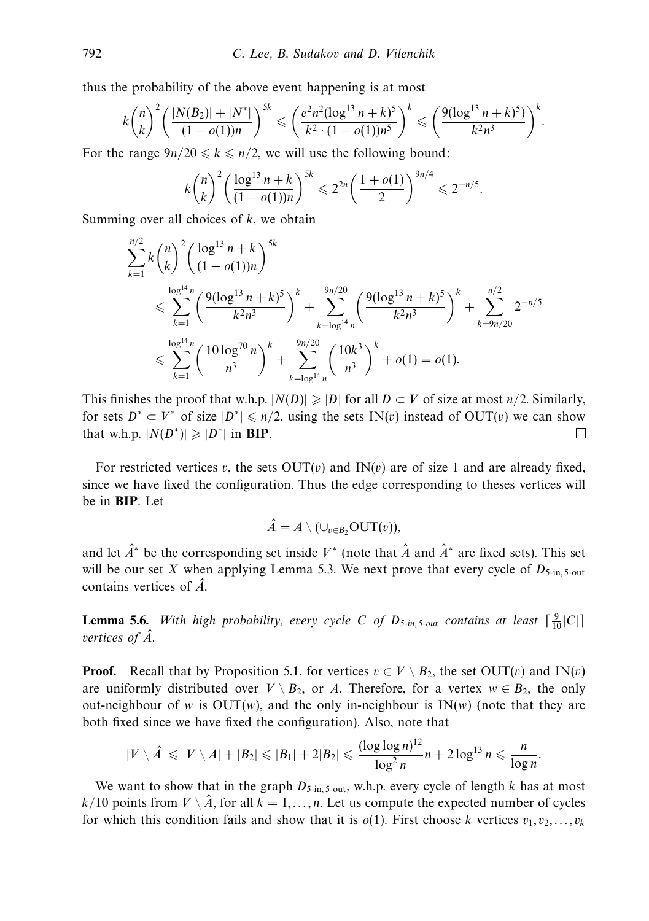thus the probability of the above event happening is at most

$$k\binom{n}{k}^2\left(\frac{|N(B_2)|+|N^*|}{(1-o(1))n}\right)^{5k} \leqslant \left(\frac{e^2n^2(\log^{13}n+k)^5}{k^2\cdot(1-o(1))n^5}\right)^k \leqslant \left(\frac{9(\log^{13}n+k)^5)}{k^2n^3}\right)^k.$$

For the range $9n/20 \leqslant k \leqslant n/2$, we will use the following bound:

$$k\binom{n}{k}^2\left(\frac{\log^{13}n+k}{(1-o(1))n}\right)^{5k} \leqslant 2^{2n}\left(\frac{1+o(1)}{2}\right)^{9n/4} \leqslant 2^{-n/5}.$$

Summing over all choices of $k$, we obtain

$$\begin{aligned}
\sum_{k=1}^{n/2} k\binom{n}{k}^2\left(\frac{\log^{13}n+k}{(1-o(1))n}\right)^{5k}
&\leqslant \sum_{k=1}^{\log^{14}n}\left(\frac{9(\log^{13}n+k)^5}{k^2n^3}\right)^k + \sum_{k=\log^{14}n}^{9n/20}\left(\frac{9(\log^{13}n+k)^5}{k^2n^3}\right)^k + \sum_{k=9n/20}^{n/2}2^{-n/5}\\
&\leqslant \sum_{k=1}^{\log^{14}n}\left(\frac{10\log^{70}n}{n^3}\right)^k + \sum_{k=\log^{14}n}^{9n/20}\left(\frac{10k^3}{n^3}\right)^k + o(1) = o(1).
\end{aligned}$$

This finishes the proof that w.h.p. $|N(D)| \geqslant |D|$ for all $D \subset V$ of size at most $n/2$. Similarly, for sets $D^* \subset V^*$ of size $|D^*| \leqslant n/2$, using the sets $\mathrm{IN}(v)$ instead of $\mathrm{OUT}(v)$ we can show that w.h.p. $|N(D^*)| \geqslant |D^*|$ in **BIP**. □

For restricted vertices $v$, the sets $\mathrm{OUT}(v)$ and $\mathrm{IN}(v)$ are of size 1 and are already fixed, since we have fixed the configuration. Thus the edge corresponding to theses vertices will be in **BIP**. Let

$$\hat{A} = A \setminus (\cup_{v\in B_2}\mathrm{OUT}(v)),$$

and let $\hat{A}^*$ be the corresponding set inside $V^*$ (note that $\hat{A}$ and $\hat{A}^*$ are fixed sets). This set will be our set $X$ when applying Lemma 5.3. We next prove that every cycle of $D_{5\text{-in},5\text{-out}}$ contains vertices of $\hat{A}$.

**Lemma 5.6.** *With high probability, every cycle $C$ of $D_{5\text{-in},5\text{-out}}$ contains at least $\lceil \frac{9}{10}|C|\rceil$ vertices of $\hat{A}$.*

**Proof.** Recall that by Proposition 5.1, for vertices $v \in V \setminus B_2$, the set $\mathrm{OUT}(v)$ and $\mathrm{IN}(v)$ are uniformly distributed over $V \setminus B_2$, or $A$. Therefore, for a vertex $w \in B_2$, the only out-neighbour of $w$ is $\mathrm{OUT}(w)$, and the only in-neighbour is $\mathrm{IN}(w)$ (note that they are both fixed since we have fixed the configuration). Also, note that

$$|V\setminus\hat{A}| \leqslant |V\setminus A| + |B_2| \leqslant |B_1| + 2|B_2| \leqslant \frac{(\log\log n)^{12}}{\log^2 n}n + 2\log^{13}n \leqslant \frac{n}{\log n}.$$

We want to show that in the graph $D_{5\text{-in},5\text{-out}}$, w.h.p. every cycle of length $k$ has at most $k/10$ points from $V\setminus\hat{A}$, for all $k = 1,\ldots,n$. Let us compute the expected number of cycles for which this condition fails and show that it is $o(1)$. First choose $k$ vertices $v_1, v_2, \ldots, v_k$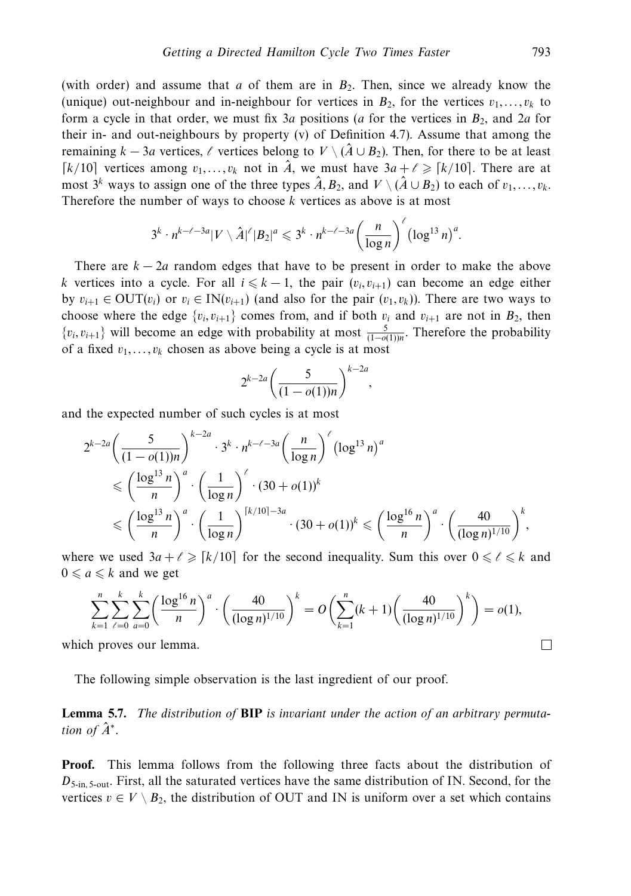(with order) and assume that $a$ of them are in $B_2$. Then, since we already know the (unique) out-neighbour and in-neighbour for vertices in $B_2$, for the vertices $v_1, \ldots, v_k$ to form a cycle in that order, we must fix $3a$ positions ($a$ for the vertices in $B_2$, and $2a$ for their in- and out-neighbours by property (v) of Definition 4.7). Assume that among the remaining $k - 3a$ vertices, $\ell$ vertices belong to $V \setminus (\hat{A} \cup B_2)$. Then, for there to be at least $\lceil k/10 \rceil$ vertices among $v_1, \ldots, v_k$ not in $\hat{A}$, we must have $3a + \ell \geqslant \lceil k/10 \rceil$. There are at most $3^k$ ways to assign one of the three types $\hat{A}, B_2$, and $V \setminus (\hat{A} \cup B_2)$ to each of $v_1, \ldots, v_k$. Therefore the number of ways to choose $k$ vertices as above is at most

$$3^k \cdot n^{k-\ell-3a} |V \setminus \hat{A}|^{\ell} |B_2|^a \leqslant 3^k \cdot n^{k-\ell-3a} \left( \frac{n}{\log n} \right)^{\ell} \left( \log^{13} n \right)^a.$$

There are $k - 2a$ random edges that have to be present in order to make the above $k$ vertices into a cycle. For all $i \leqslant k-1$, the pair $(v_i, v_{i+1})$ can become an edge either by $v_{i+1} \in \mathrm{OUT}(v_i)$ or $v_i \in \mathrm{IN}(v_{i+1})$ (and also for the pair $(v_1, v_k)$). There are two ways to choose where the edge $\{v_i, v_{i+1}\}$ comes from, and if both $v_i$ and $v_{i+1}$ are not in $B_2$, then $\{v_i, v_{i+1}\}$ will become an edge with probability at most $\frac{5}{(1-o(1))n}$. Therefore the probability of a fixed $v_1, \ldots, v_k$ chosen as above being a cycle is at most

$$2^{k-2a} \left( \frac{5}{(1-o(1))n} \right)^{k-2a},$$

and the expected number of such cycles is at most

$$\begin{aligned}
&2^{k-2a} \left( \frac{5}{(1-o(1))n} \right)^{k-2a} \cdot 3^k \cdot n^{k-\ell-3a} \left( \frac{n}{\log n} \right)^{\ell} \left( \log^{13} n \right)^a \\
&\quad \leqslant \left( \frac{\log^{13} n}{n} \right)^a \cdot \left( \frac{1}{\log n} \right)^{\ell} \cdot (30 + o(1))^k \\
&\quad \leqslant \left( \frac{\log^{13} n}{n} \right)^a \cdot \left( \frac{1}{\log n} \right)^{\lceil k/10 \rceil - 3a} \cdot (30 + o(1))^k \leqslant \left( \frac{\log^{16} n}{n} \right)^a \cdot \left( \frac{40}{(\log n)^{1/10}} \right)^k,
\end{aligned}$$

where we used $3a + \ell \geqslant \lceil k/10 \rceil$ for the second inequality. Sum this over $0 \leqslant \ell \leqslant k$ and $0 \leqslant a \leqslant k$ and we get

$$\sum_{k=1}^{n} \sum_{\ell=0}^{k} \sum_{a=0}^{k} \left( \frac{\log^{16} n}{n} \right)^a \cdot \left( \frac{40}{(\log n)^{1/10}} \right)^k = O\left( \sum_{k=1}^{n} (k+1) \left( \frac{40}{(\log n)^{1/10}} \right)^k \right) = o(1),$$

which proves our lemma. □

The following simple observation is the last ingredient of our proof.

**Lemma 5.7.** *The distribution of* **BIP** *is invariant under the action of an arbitrary permutation of* $\hat{A}^*$.

**Proof.** This lemma follows from the following three facts about the distribution of $D_{5\text{-in},5\text{-out}}$. First, all the saturated vertices have the same distribution of IN. Second, for the vertices $v \in V \setminus B_2$, the distribution of OUT and IN is uniform over a set which contains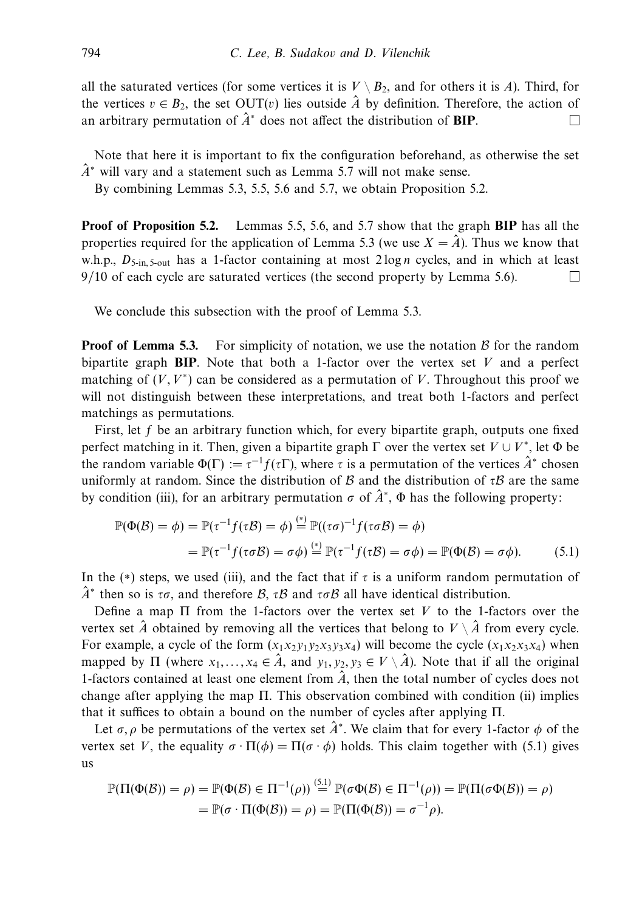all the saturated vertices (for some vertices it is $V \setminus B_2$, and for others it is $A$). Third, for the vertices $v \in B_2$, the set $\mathrm{OUT}(v)$ lies outside $\hat{A}$ by definition. Therefore, the action of an arbitrary permutation of $\hat{A}^*$ does not affect the distribution of **BIP**. □

Note that here it is important to fix the configuration beforehand, as otherwise the set $\hat{A}^*$ will vary and a statement such as Lemma 5.7 will not make sense.

By combining Lemmas 5.3, 5.5, 5.6 and 5.7, we obtain Proposition 5.2.

**Proof of Proposition 5.2.** Lemmas 5.5, 5.6, and 5.7 show that the graph **BIP** has all the properties required for the application of Lemma 5.3 (we use $X = \hat{A}$). Thus we know that w.h.p., $D_{5\text{-in},\,5\text{-out}}$ has a 1-factor containing at most $2 \log n$ cycles, and in which at least $9/10$ of each cycle are saturated vertices (the second property by Lemma 5.6). □

We conclude this subsection with the proof of Lemma 5.3.

**Proof of Lemma 5.3.** For simplicity of notation, we use the notation $\mathcal{B}$ for the random bipartite graph **BIP**. Note that both a 1-factor over the vertex set $V$ and a perfect matching of $(V, V^*)$ can be considered as a permutation of $V$. Throughout this proof we will not distinguish between these interpretations, and treat both 1-factors and perfect matchings as permutations.

First, let $f$ be an arbitrary function which, for every bipartite graph, outputs one fixed perfect matching in it. Then, given a bipartite graph $\Gamma$ over the vertex set $V \cup V^*$, let $\Phi$ be the random variable $\Phi(\Gamma) := \tau^{-1} f(\tau\Gamma)$, where $\tau$ is a permutation of the vertices $\hat{A}^*$ chosen uniformly at random. Since the distribution of $\mathcal{B}$ and the distribution of $\tau\mathcal{B}$ are the same by condition (iii), for an arbitrary permutation $\sigma$ of $\hat{A}^*$, $\Phi$ has the following property:

$$\begin{aligned}
\mathbb{P}(\Phi(\mathcal{B}) = \phi) &= \mathbb{P}(\tau^{-1} f(\tau\mathcal{B}) = \phi) \overset{(*)}{=} \mathbb{P}((\tau\sigma)^{-1} f(\tau\sigma\mathcal{B}) = \phi) \\
&= \mathbb{P}(\tau^{-1} f(\tau\sigma\mathcal{B}) = \sigma\phi) \overset{(*)}{=} \mathbb{P}(\tau^{-1} f(\tau\mathcal{B}) = \sigma\phi) = \mathbb{P}(\Phi(\mathcal{B}) = \sigma\phi). \qquad (5.1)
\end{aligned}$$

In the $(*)$ steps, we used (iii), and the fact that if $\tau$ is a uniform random permutation of $\hat{A}^*$ then so is $\tau\sigma$, and therefore $\mathcal{B}$, $\tau\mathcal{B}$ and $\tau\sigma\mathcal{B}$ all have identical distribution.

Define a map $\Pi$ from the 1-factors over the vertex set $V$ to the 1-factors over the vertex set $\hat{A}$ obtained by removing all the vertices that belong to $V \setminus \hat{A}$ from every cycle. For example, a cycle of the form $(x_1 x_2 y_1 y_2 x_3 y_3 x_4)$ will become the cycle $(x_1 x_2 x_3 x_4)$ when mapped by $\Pi$ (where $x_1, \ldots, x_4 \in \hat{A}$, and $y_1, y_2, y_3 \in V \setminus \hat{A}$). Note that if all the original 1-factors contained at least one element from $\hat{A}$, then the total number of cycles does not change after applying the map $\Pi$. This observation combined with condition (ii) implies that it suffices to obtain a bound on the number of cycles after applying $\Pi$.

Let $\sigma, \rho$ be permutations of the vertex set $\hat{A}^*$. We claim that for every 1-factor $\phi$ of the vertex set $V$, the equality $\sigma \cdot \Pi(\phi) = \Pi(\sigma \cdot \phi)$ holds. This claim together with (5.1) gives us

$$\begin{aligned}
\mathbb{P}(\Pi(\Phi(\mathcal{B})) = \rho) &= \mathbb{P}(\Phi(\mathcal{B}) \in \Pi^{-1}(\rho)) \overset{(5.1)}{=} \mathbb{P}(\sigma\Phi(\mathcal{B}) \in \Pi^{-1}(\rho)) = \mathbb{P}(\Pi(\sigma\Phi(\mathcal{B})) = \rho) \\
&= \mathbb{P}(\sigma \cdot \Pi(\Phi(\mathcal{B})) = \rho) = \mathbb{P}(\Pi(\Phi(\mathcal{B})) = \sigma^{-1}\rho).
\end{aligned}$$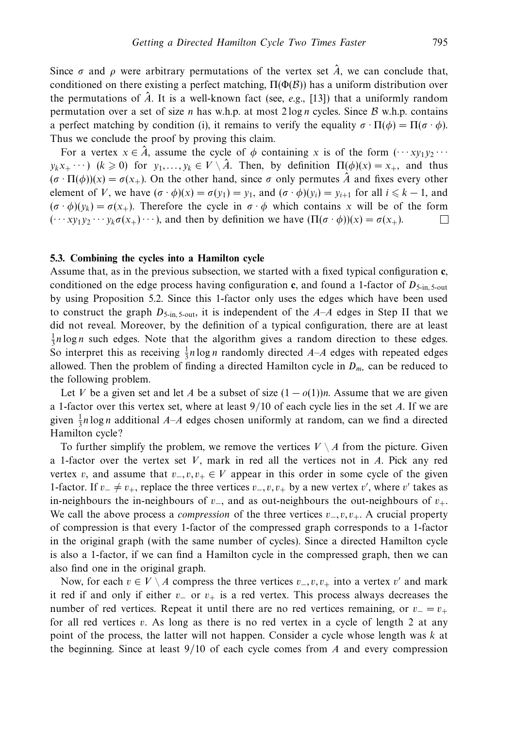Since $\sigma$ and $\rho$ were arbitrary permutations of the vertex set $\hat{A}$, we can conclude that, conditioned on there existing a perfect matching, $\Pi(\Phi(\mathcal{B}))$ has a uniform distribution over the permutations of $\hat{A}$. It is a well-known fact (see, *e.g.*, [13]) that a uniformly random permutation over a set of size $n$ has w.h.p. at most $2 \log n$ cycles. Since $\mathcal{B}$ w.h.p. contains a perfect matching by condition (i), it remains to verify the equality $\sigma \cdot \Pi(\phi) = \Pi(\sigma \cdot \phi)$. Thus we conclude the proof by proving this claim.

For a vertex $x \in \hat{A}$, assume the cycle of $\phi$ containing $x$ is of the form $(\cdots x y_1 y_2 \cdots y_k x_+ \cdots)$ ($k \geqslant 0$) for $y_1, \ldots, y_k \in V \setminus \hat{A}$. Then, by definition $\Pi(\phi)(x) = x_+$, and thus $(\sigma \cdot \Pi(\phi))(x) = \sigma(x_+)$. On the other hand, since $\sigma$ only permutes $\hat{A}$ and fixes every other element of $V$, we have $(\sigma \cdot \phi)(x) = \sigma(y_1) = y_1$, and $(\sigma \cdot \phi)(y_i) = y_{i+1}$ for all $i \leqslant k-1$, and $(\sigma \cdot \phi)(y_k) = \sigma(x_+)$. Therefore the cycle in $\sigma \cdot \phi$ which contains $x$ will be of the form $(\cdots x y_1 y_2 \cdots y_k \sigma(x_+) \cdots)$, and then by definition we have $(\Pi(\sigma \cdot \phi))(x) = \sigma(x_+)$. $\square$

### 5.3. Combining the cycles into a Hamilton cycle

Assume that, as in the previous subsection, we started with a fixed typical configuration $\mathbf{c}$, conditioned on the edge process having configuration $\mathbf{c}$, and found a 1-factor of $D_{5\text{-in},\,5\text{-out}}$ by using Proposition 5.2. Since this 1-factor only uses the edges which have been used to construct the graph $D_{5\text{-in},\,5\text{-out}}$, it is independent of the $A$–$A$ edges in Step II that we did not reveal. Moreover, by the definition of a typical configuration, there are at least $\frac{1}{3} n \log n$ such edges. Note that the algorithm gives a random direction to these edges. So interpret this as receiving $\frac{1}{3} n \log n$ randomly directed $A$–$A$ edges with repeated edges allowed. Then the problem of finding a directed Hamilton cycle in $D_{m_*}$ can be reduced to the following problem.

Let $V$ be a given set and let $A$ be a subset of size $(1-o(1))n$. Assume that we are given a 1-factor over this vertex set, where at least $9/10$ of each cycle lies in the set $A$. If we are given $\frac{1}{3} n \log n$ additional $A$–$A$ edges chosen uniformly at random, can we find a directed Hamilton cycle?

To further simplify the problem, we remove the vertices $V \setminus A$ from the picture. Given a 1-factor over the vertex set $V$, mark in red all the vertices not in $A$. Pick any red vertex $v$, and assume that $v_-, v, v_+ \in V$ appear in this order in some cycle of the given 1-factor. If $v_- \neq v_+$, replace the three vertices $v_-, v, v_+$ by a new vertex $v'$, where $v'$ takes as in-neighbours the in-neighbours of $v_-$, and as out-neighbours the out-neighbours of $v_+$. We call the above process a *compression* of the three vertices $v_-, v, v_+$. A crucial property of compression is that every 1-factor of the compressed graph corresponds to a 1-factor in the original graph (with the same number of cycles). Since a directed Hamilton cycle is also a 1-factor, if we can find a Hamilton cycle in the compressed graph, then we can also find one in the original graph.

Now, for each $v \in V \setminus A$ compress the three vertices $v_-, v, v_+$ into a vertex $v'$ and mark it red if and only if either $v_-$ or $v_+$ is a red vertex. This process always decreases the number of red vertices. Repeat it until there are no red vertices remaining, or $v_- = v_+$ for all red vertices $v$. As long as there is no red vertex in a cycle of length 2 at any point of the process, the latter will not happen. Consider a cycle whose length was $k$ at the beginning. Since at least $9/10$ of each cycle comes from $A$ and every compression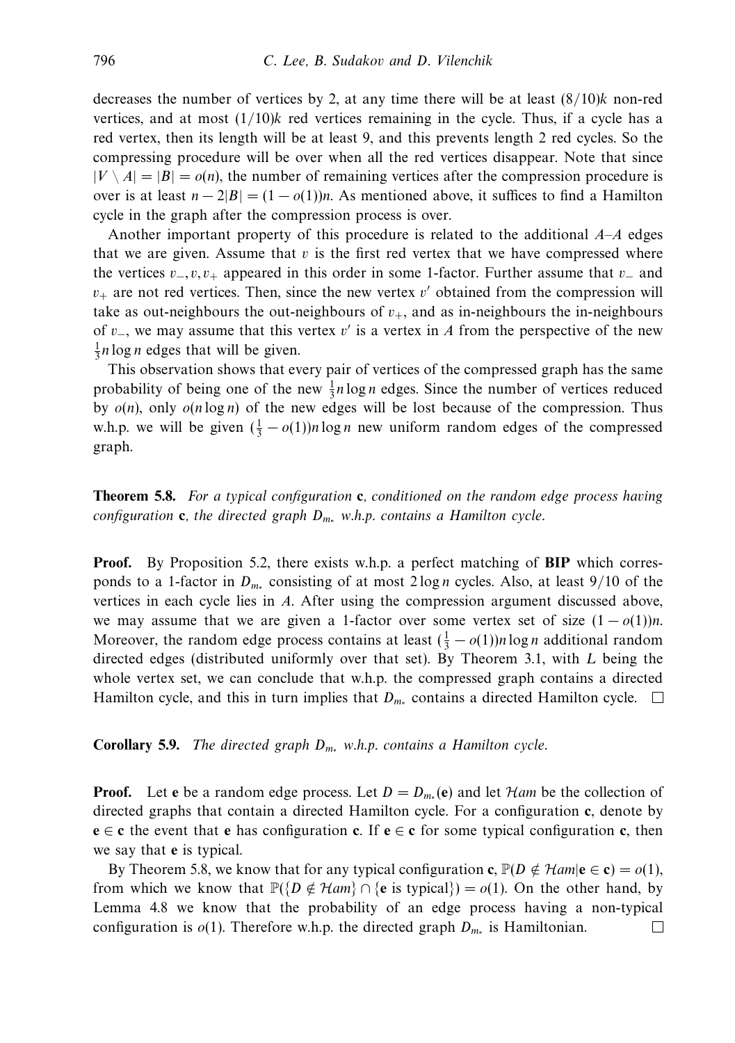decreases the number of vertices by 2, at any time there will be at least $(8/10)k$ non-red vertices, and at most $(1/10)k$ red vertices remaining in the cycle. Thus, if a cycle has a red vertex, then its length will be at least 9, and this prevents length 2 red cycles. So the compressing procedure will be over when all the red vertices disappear. Note that since $|V \setminus A| = |B| = o(n)$, the number of remaining vertices after the compression procedure is over is at least $n - 2|B| = (1 - o(1))n$. As mentioned above, it suffices to find a Hamilton cycle in the graph after the compression process is over.

Another important property of this procedure is related to the additional $A$–$A$ edges that we are given. Assume that $v$ is the first red vertex that we have compressed where the vertices $v_-, v, v_+$ appeared in this order in some 1-factor. Further assume that $v_-$ and $v_+$ are not red vertices. Then, since the new vertex $v'$ obtained from the compression will take as out-neighbours the out-neighbours of $v_+$, and as in-neighbours the in-neighbours of $v_-$, we may assume that this vertex $v'$ is a vertex in $A$ from the perspective of the new $\frac{1}{3}n \log n$ edges that will be given.

This observation shows that every pair of vertices of the compressed graph has the same probability of being one of the new $\frac{1}{3}n \log n$ edges. Since the number of vertices reduced by $o(n)$, only $o(n \log n)$ of the new edges will be lost because of the compression. Thus w.h.p. we will be given $(\frac{1}{3} - o(1))n \log n$ new uniform random edges of the compressed graph.

**Theorem 5.8.** *For a typical configuration* $\mathbf{c}$*, conditioned on the random edge process having configuration* $\mathbf{c}$*, the directed graph* $D_{m_*}$ *w.h.p. contains a Hamilton cycle.*

**Proof.** By Proposition 5.2, there exists w.h.p. a perfect matching of **BIP** which corresponds to a 1-factor in $D_{m_*}$ consisting of at most $2 \log n$ cycles. Also, at least $9/10$ of the vertices in each cycle lies in $A$. After using the compression argument discussed above, we may assume that we are given a 1-factor over some vertex set of size $(1 - o(1))n$. Moreover, the random edge process contains at least $(\frac{1}{3} - o(1))n \log n$ additional random directed edges (distributed uniformly over that set). By Theorem 3.1, with $L$ being the whole vertex set, we can conclude that w.h.p. the compressed graph contains a directed Hamilton cycle, and this in turn implies that $D_{m_*}$ contains a directed Hamilton cycle. $\square$

**Corollary 5.9.** *The directed graph* $D_{m_*}$ *w.h.p. contains a Hamilton cycle.*

**Proof.** Let $\mathbf{e}$ be a random edge process. Let $D = D_{m_*}(\mathbf{e})$ and let $\mathcal{H}am$ be the collection of directed graphs that contain a directed Hamilton cycle. For a configuration $\mathbf{c}$, denote by $\mathbf{e} \in \mathbf{c}$ the event that $\mathbf{e}$ has configuration $\mathbf{c}$. If $\mathbf{e} \in \mathbf{c}$ for some typical configuration $\mathbf{c}$, then we say that $\mathbf{e}$ is typical.

By Theorem 5.8, we know that for any typical configuration $\mathbf{c}$, $\mathbb{P}(D \notin \mathcal{H}am | \mathbf{e} \in \mathbf{c}) = o(1)$, from which we know that $\mathbb{P}(\{D \notin \mathcal{H}am\} \cap \{\mathbf{e} \text{ is typical}\}) = o(1)$. On the other hand, by Lemma 4.8 we know that the probability of an edge process having a non-typical configuration is $o(1)$. Therefore w.h.p. the directed graph $D_{m_*}$ is Hamiltonian. $\square$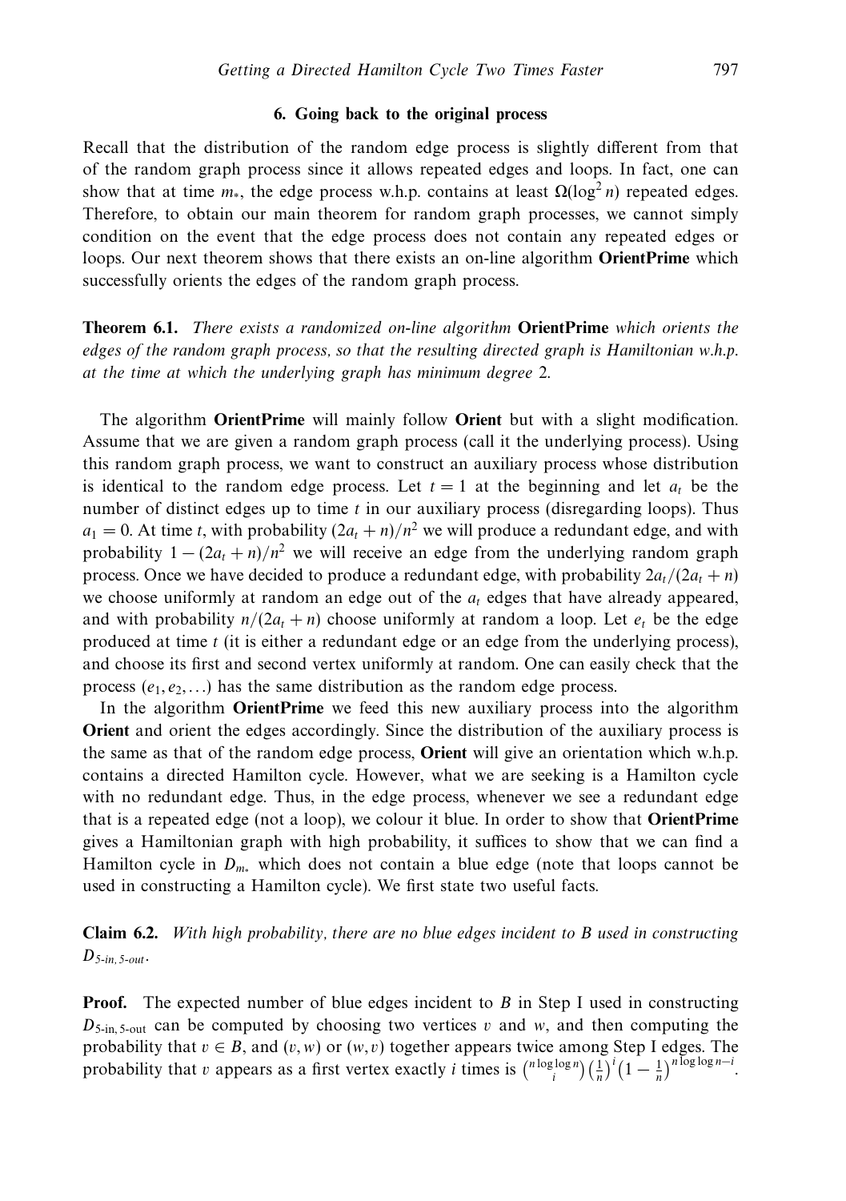## 6. Going back to the original process

Recall that the distribution of the random edge process is slightly different from that of the random graph process since it allows repeated edges and loops. In fact, one can show that at time $m_*$, the edge process w.h.p. contains at least $\Omega(\log^2 n)$ repeated edges. Therefore, to obtain our main theorem for random graph processes, we cannot simply condition on the event that the edge process does not contain any repeated edges or loops. Our next theorem shows that there exists an on-line algorithm **OrientPrime** which successfully orients the edges of the random graph process.

**Theorem 6.1.** *There exists a randomized on-line algorithm* **OrientPrime** *which orients the edges of the random graph process, so that the resulting directed graph is Hamiltonian w.h.p. at the time at which the underlying graph has minimum degree* 2.

The algorithm **OrientPrime** will mainly follow **Orient** but with a slight modification. Assume that we are given a random graph process (call it the underlying process). Using this random graph process, we want to construct an auxiliary process whose distribution is identical to the random edge process. Let $t = 1$ at the beginning and let $a_t$ be the number of distinct edges up to time $t$ in our auxiliary process (disregarding loops). Thus $a_1 = 0$. At time $t$, with probability $(2a_t + n)/n^2$ we will produce a redundant edge, and with probability $1 - (2a_t + n)/n^2$ we will receive an edge from the underlying random graph process. Once we have decided to produce a redundant edge, with probability $2a_t/(2a_t + n)$ we choose uniformly at random an edge out of the $a_t$ edges that have already appeared, and with probability $n/(2a_t + n)$ choose uniformly at random a loop. Let $e_t$ be the edge produced at time $t$ (it is either a redundant edge or an edge from the underlying process), and choose its first and second vertex uniformly at random. One can easily check that the process $(e_1, e_2, \ldots)$ has the same distribution as the random edge process.

In the algorithm **OrientPrime** we feed this new auxiliary process into the algorithm **Orient** and orient the edges accordingly. Since the distribution of the auxiliary process is the same as that of the random edge process, **Orient** will give an orientation which w.h.p. contains a directed Hamilton cycle. However, what we are seeking is a Hamilton cycle with no redundant edge. Thus, in the edge process, whenever we see a redundant edge that is a repeated edge (not a loop), we colour it blue. In order to show that **OrientPrime** gives a Hamiltonian graph with high probability, it suffices to show that we can find a Hamilton cycle in $D_{m_*}$ which does not contain a blue edge (note that loops cannot be used in constructing a Hamilton cycle). We first state two useful facts.

**Claim 6.2.** *With high probability, there are no blue edges incident to $B$ used in constructing $D_{5\text{-in},\,5\text{-out}}$.*

**Proof.** The expected number of blue edges incident to $B$ in Step I used in constructing $D_{5\text{-in},\,5\text{-out}}$ can be computed by choosing two vertices $v$ and $w$, and then computing the probability that $v \in B$, and $(v, w)$ or $(w, v)$ together appears twice among Step I edges. The probability that $v$ appears as a first vertex exactly $i$ times is $\binom{n\log\log n}{i}\left(\frac{1}{n}\right)^i\left(1-\frac{1}{n}\right)^{n\log\log n - i}$.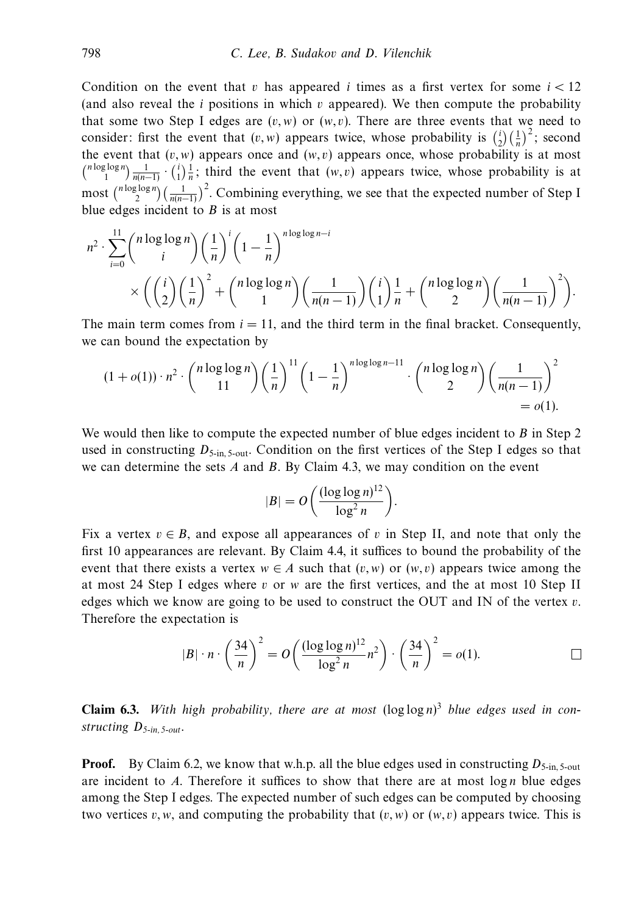Condition on the event that $v$ has appeared $i$ times as a first vertex for some $i < 12$ (and also reveal the $i$ positions in which $v$ appeared). We then compute the probability that some two Step I edges are $(v, w)$ or $(w, v)$. There are three events that we need to consider: first the event that $(v, w)$ appears twice, whose probability is $\binom{i}{2}\left(\frac{1}{n}\right)^2$; second the event that $(v, w)$ appears once and $(w, v)$ appears once, whose probability is at most $\binom{n\log\log n}{1}\frac{1}{n(n-1)} \cdot \binom{i}{1}\frac{1}{n}$; third the event that $(w, v)$ appears twice, whose probability is at most $\binom{n\log\log n}{2}\left(\frac{1}{n(n-1)}\right)^2$. Combining everything, we see that the expected number of Step I blue edges incident to $B$ is at most

$$n^2 \cdot \sum_{i=0}^{11} \binom{n\log\log n}{i}\left(\frac{1}{n}\right)^i\left(1-\frac{1}{n}\right)^{n\log\log n - i} \\ \times \left(\binom{i}{2}\left(\frac{1}{n}\right)^2 + \binom{n\log\log n}{1}\left(\frac{1}{n(n-1)}\right)\binom{i}{1}\frac{1}{n} + \binom{n\log\log n}{2}\left(\frac{1}{n(n-1)}\right)^2\right).$$

The main term comes from $i = 11$, and the third term in the final bracket. Consequently, we can bound the expectation by

$$(1+o(1)) \cdot n^2 \cdot \binom{n\log\log n}{11}\left(\frac{1}{n}\right)^{11}\left(1-\frac{1}{n}\right)^{n\log\log n - 11} \cdot \binom{n\log\log n}{2}\left(\frac{1}{n(n-1)}\right)^2 = o(1).$$

We would then like to compute the expected number of blue edges incident to $B$ in Step 2 used in constructing $D_{5\text{-in},\,5\text{-out}}$. Condition on the first vertices of the Step I edges so that we can determine the sets $A$ and $B$. By Claim 4.3, we may condition on the event

$$|B| = O\left(\frac{(\log\log n)^{12}}{\log^2 n}\right).$$

Fix a vertex $v \in B$, and expose all appearances of $v$ in Step II, and note that only the first 10 appearances are relevant. By Claim 4.4, it suffices to bound the probability of the event that there exists a vertex $w \in A$ such that $(v, w)$ or $(w, v)$ appears twice among the at most 24 Step I edges where $v$ or $w$ are the first vertices, and the at most 10 Step II edges which we know are going to be used to construct the OUT and IN of the vertex $v$. Therefore the expectation is

$$|B| \cdot n \cdot \left(\frac{34}{n}\right)^2 = O\left(\frac{(\log\log n)^{12}}{\log^2 n}n^2\right) \cdot \left(\frac{34}{n}\right)^2 = o(1). \qquad \square$$

**Claim 6.3.** *With high probability, there are at most $(\log\log n)^3$ blue edges used in constructing $D_{5\text{-in},\,5\text{-out}}$.*

**Proof.** By Claim 6.2, we know that w.h.p. all the blue edges used in constructing $D_{5\text{-in},\,5\text{-out}}$ are incident to $A$. Therefore it suffices to show that there are at most $\log n$ blue edges among the Step I edges. The expected number of such edges can be computed by choosing two vertices $v, w$, and computing the probability that $(v, w)$ or $(w, v)$ appears twice. This is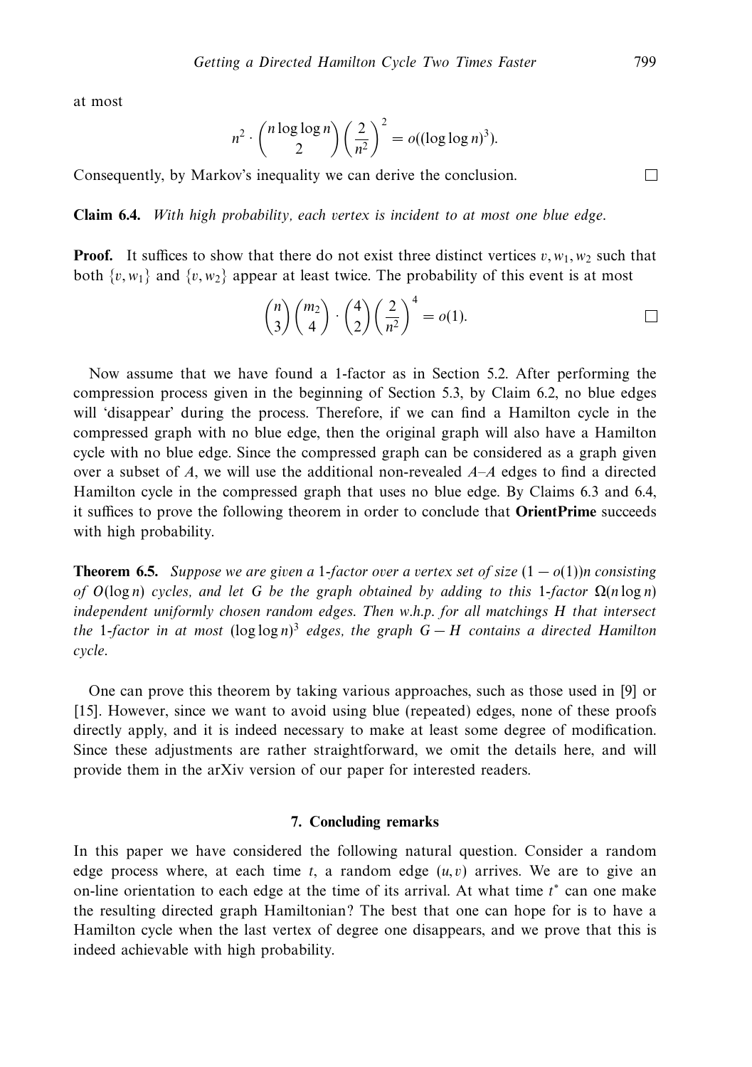at most

$$n^2 \cdot \binom{n \log\log n}{2} \left(\frac{2}{n^2}\right)^2 = o((\log\log n)^3).$$

Consequently, by Markov's inequality we can derive the conclusion. $\square$

**Claim 6.4.** *With high probability, each vertex is incident to at most one blue edge.*

**Proof.** It suffices to show that there do not exist three distinct vertices $v, w_1, w_2$ such that both $\{v, w_1\}$ and $\{v, w_2\}$ appear at least twice. The probability of this event is at most

$$\binom{n}{3}\binom{m_2}{4} \cdot \binom{4}{2}\left(\frac{2}{n^2}\right)^4 = o(1). \qquad \square$$

Now assume that we have found a 1-factor as in Section 5.2. After performing the compression process given in the beginning of Section 5.3, by Claim 6.2, no blue edges will 'disappear' during the process. Therefore, if we can find a Hamilton cycle in the compressed graph with no blue edge, then the original graph will also have a Hamilton cycle with no blue edge. Since the compressed graph can be considered as a graph given over a subset of $A$, we will use the additional non-revealed $A$–$A$ edges to find a directed Hamilton cycle in the compressed graph that uses no blue edge. By Claims 6.3 and 6.4, it suffices to prove the following theorem in order to conclude that **OrientPrime** succeeds with high probability.

**Theorem 6.5.** *Suppose we are given a 1-factor over a vertex set of size $(1 - o(1))n$ consisting of $O(\log n)$ cycles, and let $G$ be the graph obtained by adding to this 1-factor $\Omega(n \log n)$ independent uniformly chosen random edges. Then w.h.p. for all matchings $H$ that intersect the 1-factor in at most $(\log\log n)^3$ edges, the graph $G - H$ contains a directed Hamilton cycle.*

One can prove this theorem by taking various approaches, such as those used in [9] or [15]. However, since we want to avoid using blue (repeated) edges, none of these proofs directly apply, and it is indeed necessary to make at least some degree of modification. Since these adjustments are rather straightforward, we omit the details here, and will provide them in the arXiv version of our paper for interested readers.

## 7. Concluding remarks

In this paper we have considered the following natural question. Consider a random edge process where, at each time $t$, a random edge $(u, v)$ arrives. We are to give an on-line orientation to each edge at the time of its arrival. At what time $t^*$ can one make the resulting directed graph Hamiltonian? The best that one can hope for is to have a Hamilton cycle when the last vertex of degree one disappears, and we prove that this is indeed achievable with high probability.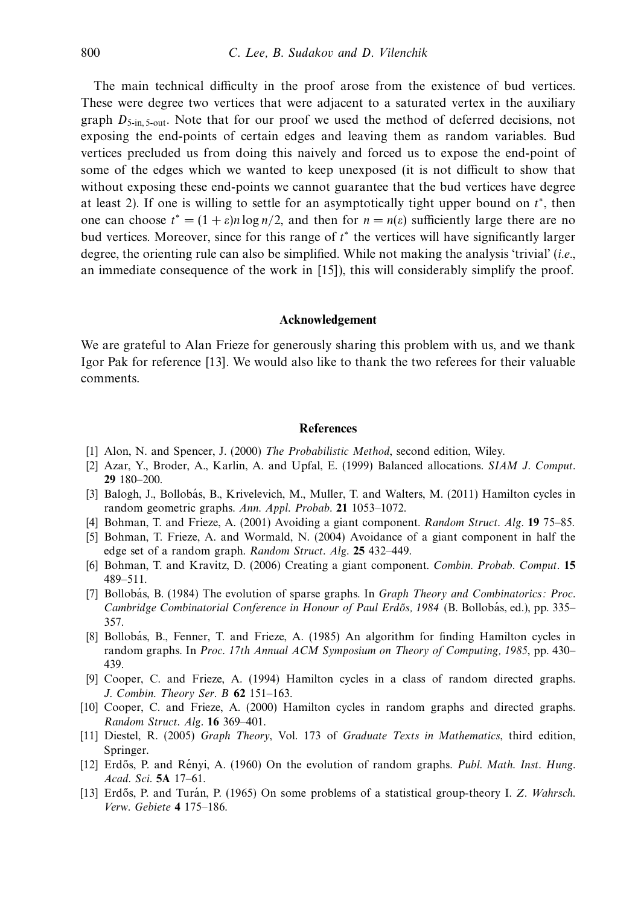The main technical difficulty in the proof arose from the existence of bud vertices. These were degree two vertices that were adjacent to a saturated vertex in the auxiliary graph $D_{5\text{-in},\,5\text{-out}}$. Note that for our proof we used the method of deferred decisions, not exposing the end-points of certain edges and leaving them as random variables. Bud vertices precluded us from doing this naively and forced us to expose the end-point of some of the edges which we wanted to keep unexposed (it is not difficult to show that without exposing these end-points we cannot guarantee that the bud vertices have degree at least 2). If one is willing to settle for an asymptotically tight upper bound on $t^*$, then one can choose $t^* = (1+\varepsilon)n \log n/2$, and then for $n = n(\varepsilon)$ sufficiently large there are no bud vertices. Moreover, since for this range of $t^*$ the vertices will have significantly larger degree, the orienting rule can also be simplified. While not making the analysis 'trivial' (*i.e.*, an immediate consequence of the work in [15]), this will considerably simplify the proof.

## Acknowledgement

We are grateful to Alan Frieze for generously sharing this problem with us, and we thank Igor Pak for reference [13]. We would also like to thank the two referees for their valuable comments.

## References

[1] Alon, N. and Spencer, J. (2000) *The Probabilistic Method*, second edition, Wiley.

[2] Azar, Y., Broder, A., Karlin, A. and Upfal, E. (1999) Balanced allocations. *SIAM J. Comput.* **29** 180–200.

[3] Balogh, J., Bollobás, B., Krivelevich, M., Muller, T. and Walters, M. (2011) Hamilton cycles in random geometric graphs. *Ann. Appl. Probab.* **21** 1053–1072.

[4] Bohman, T. and Frieze, A. (2001) Avoiding a giant component. *Random Struct. Alg.* **19** 75–85.

[5] Bohman, T. Frieze, A. and Wormald, N. (2004) Avoidance of a giant component in half the edge set of a random graph. *Random Struct. Alg.* **25** 432–449.

[6] Bohman, T. and Kravitz, D. (2006) Creating a giant component. *Combin. Probab. Comput.* **15** 489–511.

[7] Bollobás, B. (1984) The evolution of sparse graphs. In *Graph Theory and Combinatorics: Proc. Cambridge Combinatorial Conference in Honour of Paul Erdős, 1984* (B. Bollobás, ed.), pp. 335–357.

[8] Bollobás, B., Fenner, T. and Frieze, A. (1985) An algorithm for finding Hamilton cycles in random graphs. In *Proc. 17th Annual ACM Symposium on Theory of Computing, 1985*, pp. 430–439.

[9] Cooper, C. and Frieze, A. (1994) Hamilton cycles in a class of random directed graphs. *J. Combin. Theory Ser. B* **62** 151–163.

[10] Cooper, C. and Frieze, A. (2000) Hamilton cycles in random graphs and directed graphs. *Random Struct. Alg.* **16** 369–401.

[11] Diestel, R. (2005) *Graph Theory*, Vol. 173 of *Graduate Texts in Mathematics*, third edition, Springer.

[12] Erdős, P. and Rényi, A. (1960) On the evolution of random graphs. *Publ. Math. Inst. Hung. Acad. Sci.* **5A** 17–61.

[13] Erdős, P. and Turán, P. (1965) On some problems of a statistical group-theory I. *Z. Wahrsch. Verw. Gebiete* **4** 175–186.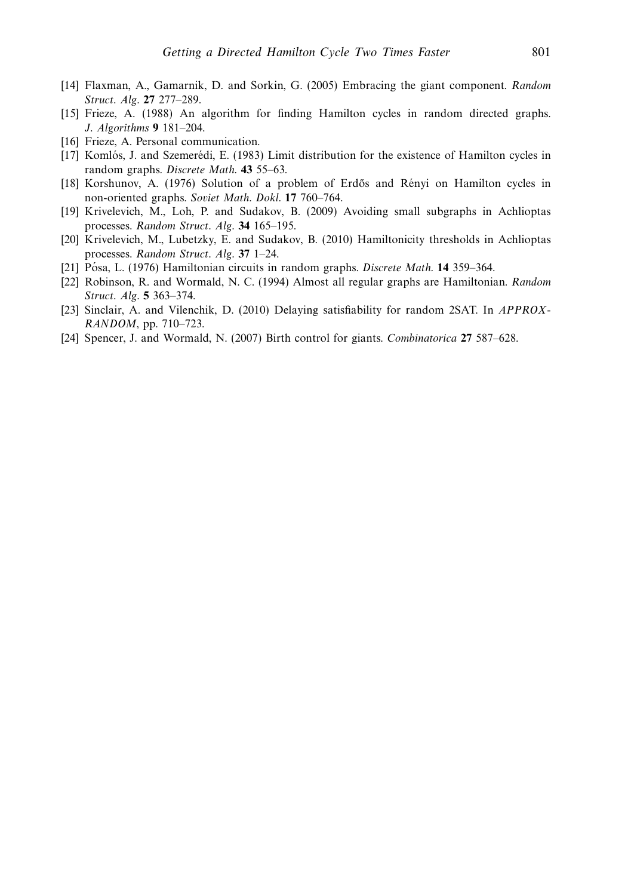[14] Flaxman, A., Gamarnik, D. and Sorkin, G. (2005) Embracing the giant component. *Random Struct. Alg.* **27** 277–289.

[15] Frieze, A. (1988) An algorithm for finding Hamilton cycles in random directed graphs. *J. Algorithms* **9** 181–204.

[16] Frieze, A. Personal communication.

[17] Komlós, J. and Szemerédi, E. (1983) Limit distribution for the existence of Hamilton cycles in random graphs. *Discrete Math.* **43** 55–63.

[18] Korshunov, A. (1976) Solution of a problem of Erdős and Rényi on Hamilton cycles in non-oriented graphs. *Soviet Math. Dokl.* **17** 760–764.

[19] Krivelevich, M., Loh, P. and Sudakov, B. (2009) Avoiding small subgraphs in Achlioptas processes. *Random Struct. Alg.* **34** 165–195.

[20] Krivelevich, M., Lubetzky, E. and Sudakov, B. (2010) Hamiltonicity thresholds in Achlioptas processes. *Random Struct. Alg.* **37** 1–24.

[21] Pósa, L. (1976) Hamiltonian circuits in random graphs. *Discrete Math.* **14** 359–364.

[22] Robinson, R. and Wormald, N. C. (1994) Almost all regular graphs are Hamiltonian. *Random Struct. Alg.* **5** 363–374.

[23] Sinclair, A. and Vilenchik, D. (2010) Delaying satisfiability for random 2SAT. In *APPROX-RANDOM*, pp. 710–723.

[24] Spencer, J. and Wormald, N. (2007) Birth control for giants. *Combinatorica* **27** 587–628.